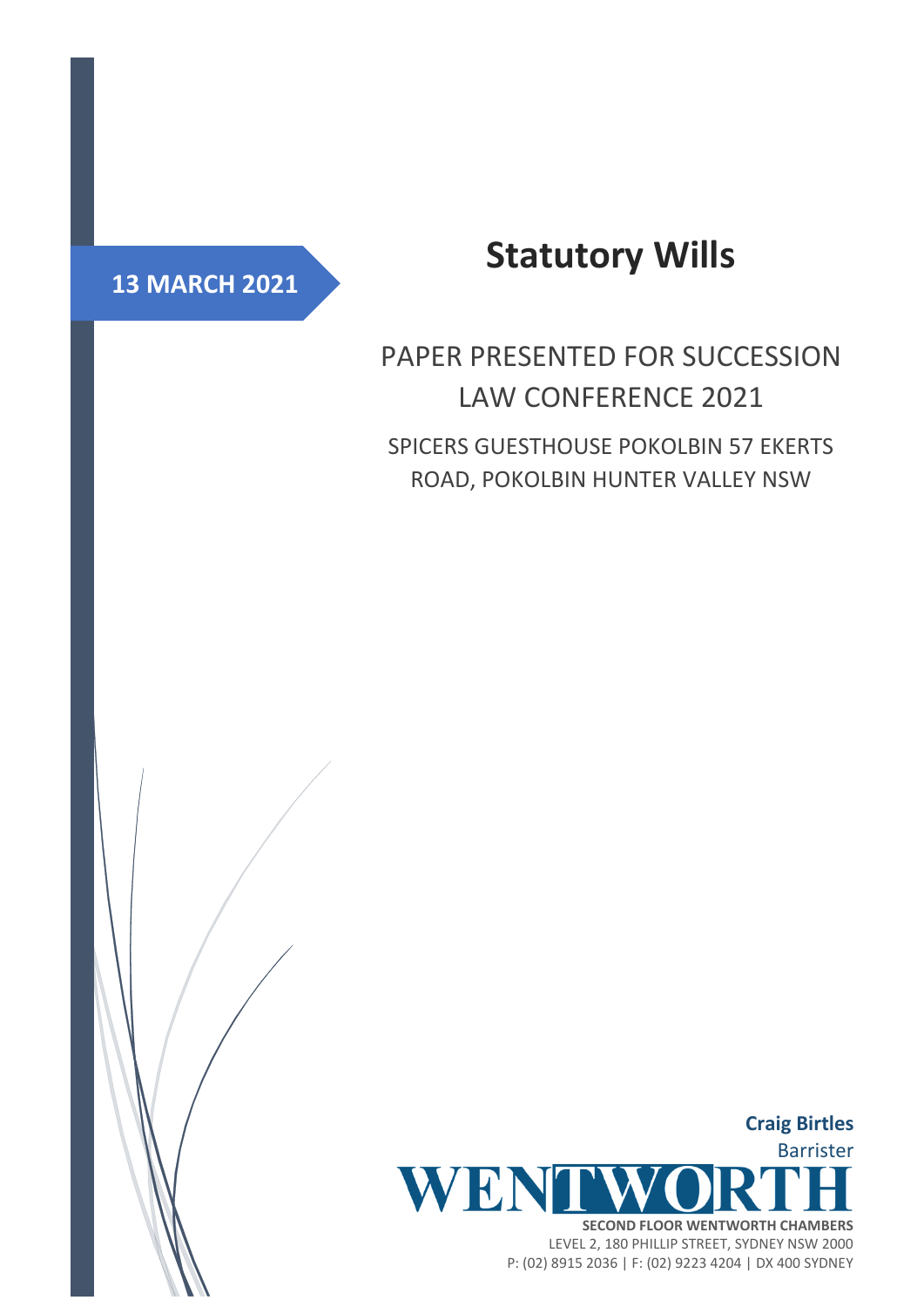**13 MARCH 2021**

# Statutory Wills

## PAPER PRESENTED FOR SUCCESSION LAW CONFERENCE 2021

SPICERS GUESTHOUSE POKOLBIN 57 EKERTS ROAD, POKOLBIN HUNTER VALLEY NSW

**Craig Birtles**
Barrister

WENTWORTH

**SECOND FLOOR WENTWORTH CHAMBERS**
LEVEL 2, 180 PHILLIP STREET, SYDNEY NSW 2000
P: (02) 8915 2036 | F: (02) 9223 4204 | DX 400 SYDNEY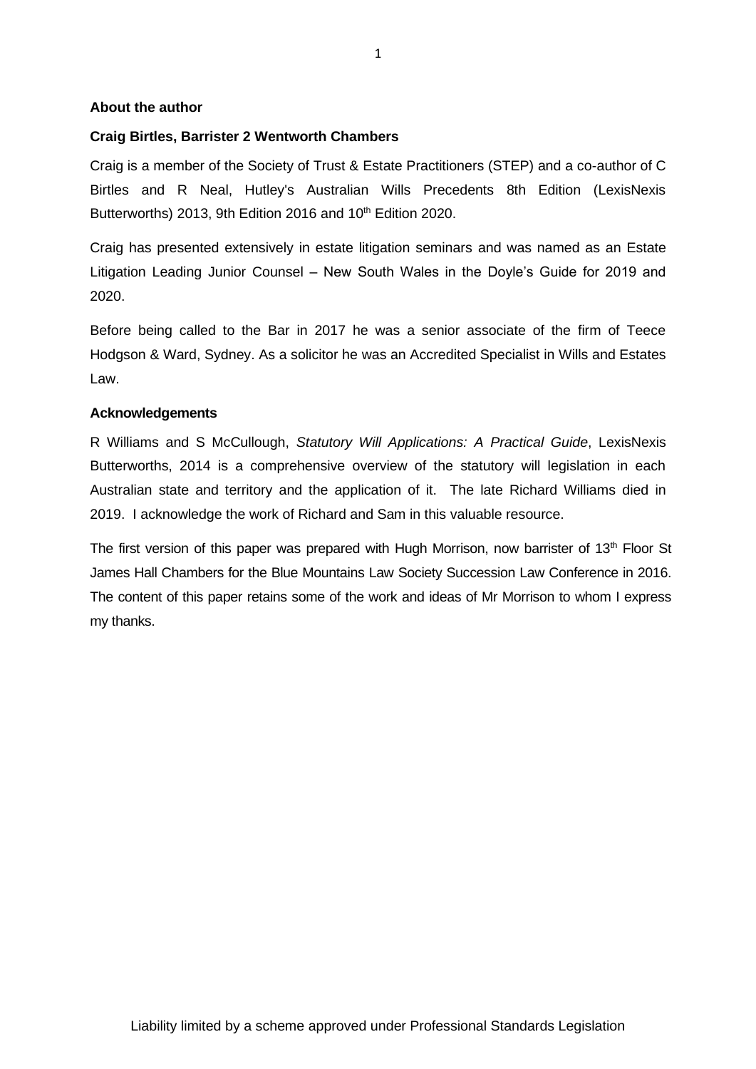**About the author**

**Craig Birtles, Barrister 2 Wentworth Chambers**

Craig is a member of the Society of Trust & Estate Practitioners (STEP) and a co-author of C Birtles and R Neal, Hutley's Australian Wills Precedents 8th Edition (LexisNexis Butterworths) 2013, 9th Edition 2016 and 10th Edition 2020.

Craig has presented extensively in estate litigation seminars and was named as an Estate Litigation Leading Junior Counsel – New South Wales in the Doyle's Guide for 2019 and 2020.

Before being called to the Bar in 2017 he was a senior associate of the firm of Teece Hodgson & Ward, Sydney. As a solicitor he was an Accredited Specialist in Wills and Estates Law.

**Acknowledgements**

R Williams and S McCullough, *Statutory Will Applications: A Practical Guide*, LexisNexis Butterworths, 2014 is a comprehensive overview of the statutory will legislation in each Australian state and territory and the application of it. The late Richard Williams died in 2019. I acknowledge the work of Richard and Sam in this valuable resource.

The first version of this paper was prepared with Hugh Morrison, now barrister of 13th Floor St James Hall Chambers for the Blue Mountains Law Society Succession Law Conference in 2016. The content of this paper retains some of the work and ideas of Mr Morrison to whom I express my thanks.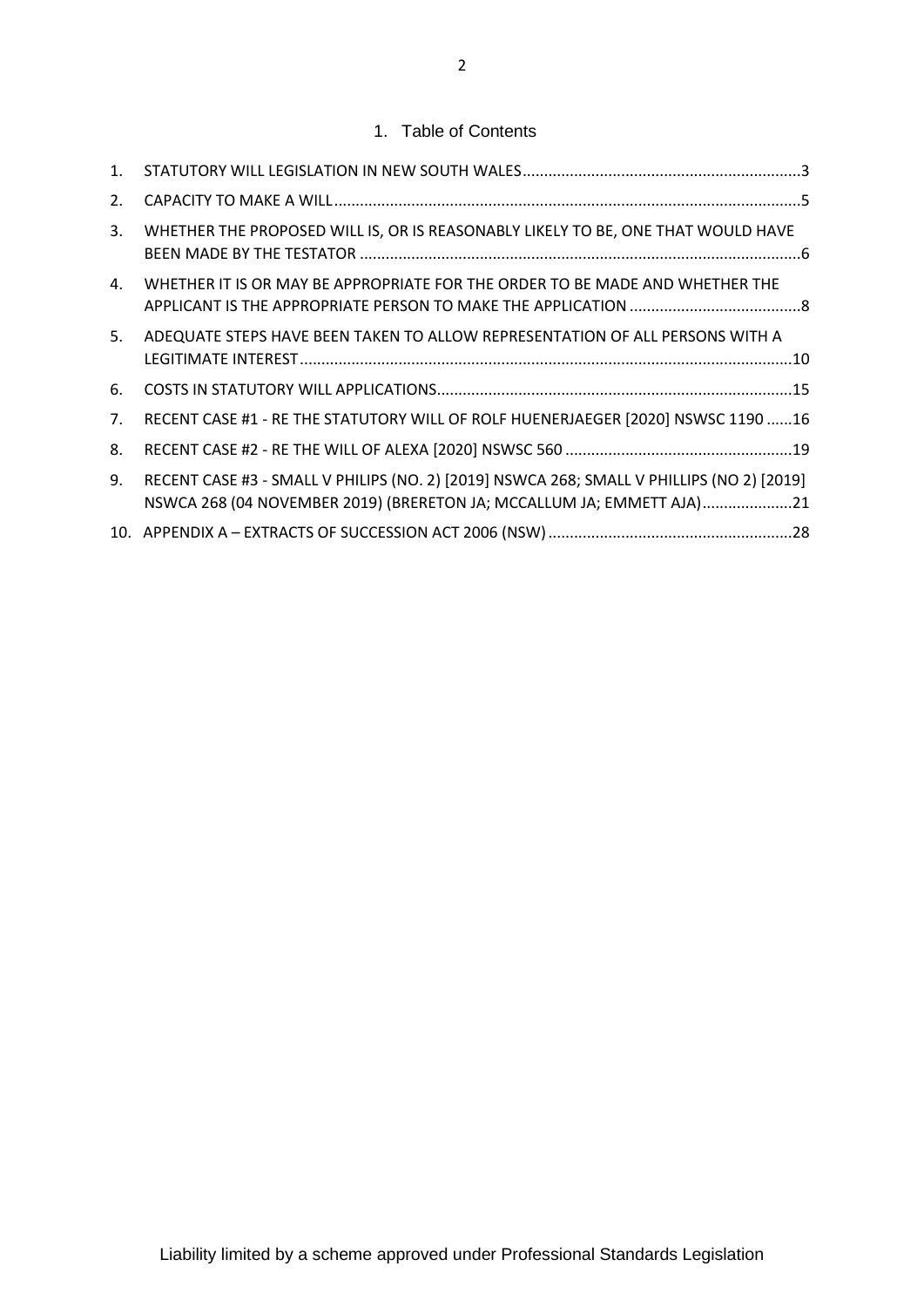# 1. Table of Contents

1. STATUTORY WILL LEGISLATION IN NEW SOUTH WALES ........................................................................3
2. CAPACITY TO MAKE A WILL ........................................................................................................5
3. WHETHER THE PROPOSED WILL IS, OR IS REASONABLY LIKELY TO BE, ONE THAT WOULD HAVE BEEN MADE BY THE TESTATOR ........................................................................................................6
4. WHETHER IT IS OR MAY BE APPROPRIATE FOR THE ORDER TO BE MADE AND WHETHER THE APPLICANT IS THE APPROPRIATE PERSON TO MAKE THE APPLICATION ........................................8
5. ADEQUATE STEPS HAVE BEEN TAKEN TO ALLOW REPRESENTATION OF ALL PERSONS WITH A LEGITIMATE INTEREST ........................................................................................................10
6. COSTS IN STATUTORY WILL APPLICATIONS ........................................................................................15
7. RECENT CASE #1 - RE THE STATUTORY WILL OF ROLF HUENERJAEGER [2020] NSWSC 1190 ......16
8. RECENT CASE #2 - RE THE WILL OF ALEXA [2020] NSWSC 560 ....................................................19
9. RECENT CASE #3 - SMALL V PHILIPS (NO. 2) [2019] NSWCA 268; SMALL V PHILLIPS (NO 2) [2019] NSWCA 268 (04 NOVEMBER 2019) (BRERETON JA; MCCALLUM JA; EMMETT AJA) ....................21
10. APPENDIX A – EXTRACTS OF SUCCESSION ACT 2006 (NSW) ........................................................28

Liability limited by a scheme approved under Professional Standards Legislation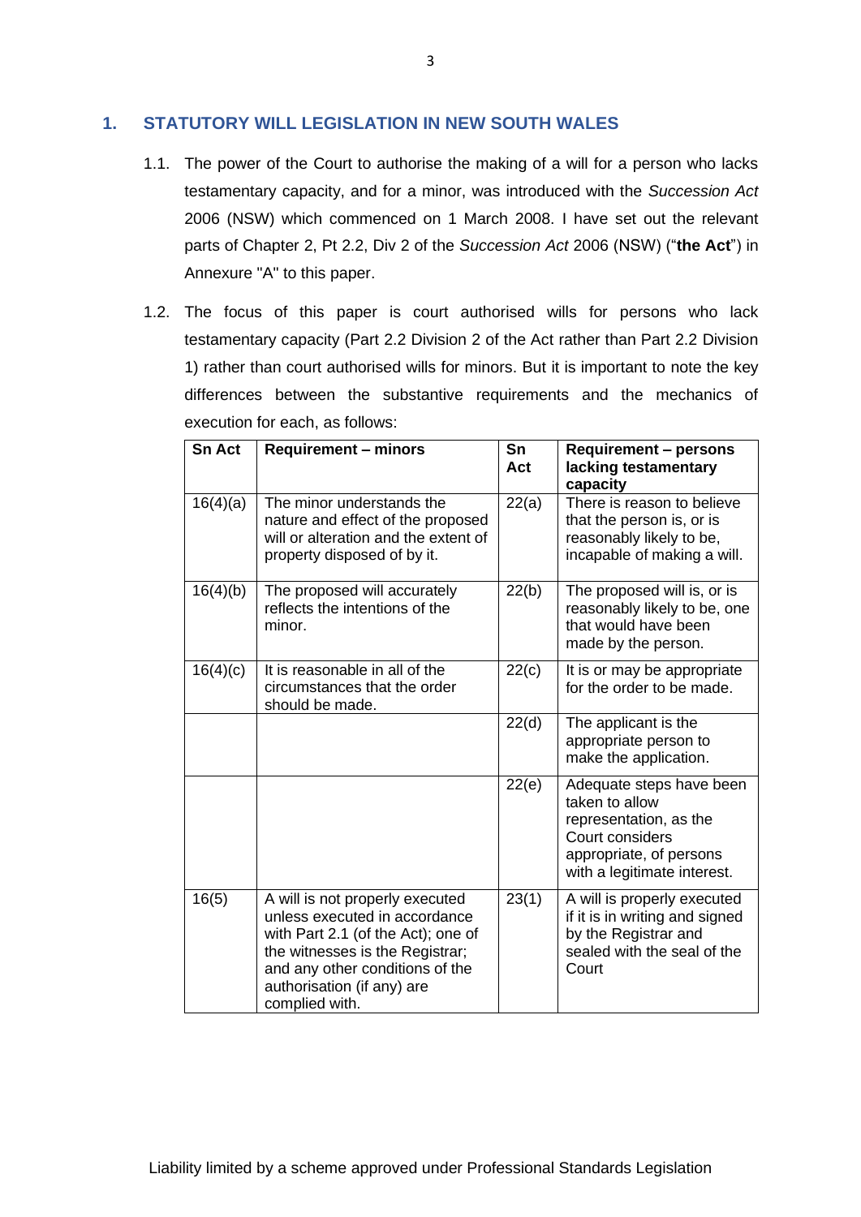## 1. STATUTORY WILL LEGISLATION IN NEW SOUTH WALES

1.1. The power of the Court to authorise the making of a will for a person who lacks testamentary capacity, and for a minor, was introduced with the *Succession Act* 2006 (NSW) which commenced on 1 March 2008. I have set out the relevant parts of Chapter 2, Pt 2.2, Div 2 of the *Succession Act* 2006 (NSW) ("**the Act**") in Annexure "A" to this paper.

1.2. The focus of this paper is court authorised wills for persons who lack testamentary capacity (Part 2.2 Division 2 of the Act rather than Part 2.2 Division 1) rather than court authorised wills for minors. But it is important to note the key differences between the substantive requirements and the mechanics of execution for each, as follows:

| Sn Act | Requirement – minors | Sn Act | Requirement – persons lacking testamentary capacity |
|---|---|---|---|
| 16(4)(a) | The minor understands the nature and effect of the proposed will or alteration and the extent of property disposed of by it. | 22(a) | There is reason to believe that the person is, or is reasonably likely to be, incapable of making a will. |
| 16(4)(b) | The proposed will accurately reflects the intentions of the minor. | 22(b) | The proposed will is, or is reasonably likely to be, one that would have been made by the person. |
| 16(4)(c) | It is reasonable in all of the circumstances that the order should be made. | 22(c) | It is or may be appropriate for the order to be made. |
| | | 22(d) | The applicant is the appropriate person to make the application. |
| | | 22(e) | Adequate steps have been taken to allow representation, as the Court considers appropriate, of persons with a legitimate interest. |
| 16(5) | A will is not properly executed unless executed in accordance with Part 2.1 (of the Act); one of the witnesses is the Registrar; and any other conditions of the authorisation (if any) are complied with. | 23(1) | A will is properly executed if it is in writing and signed by the Registrar and sealed with the seal of the Court |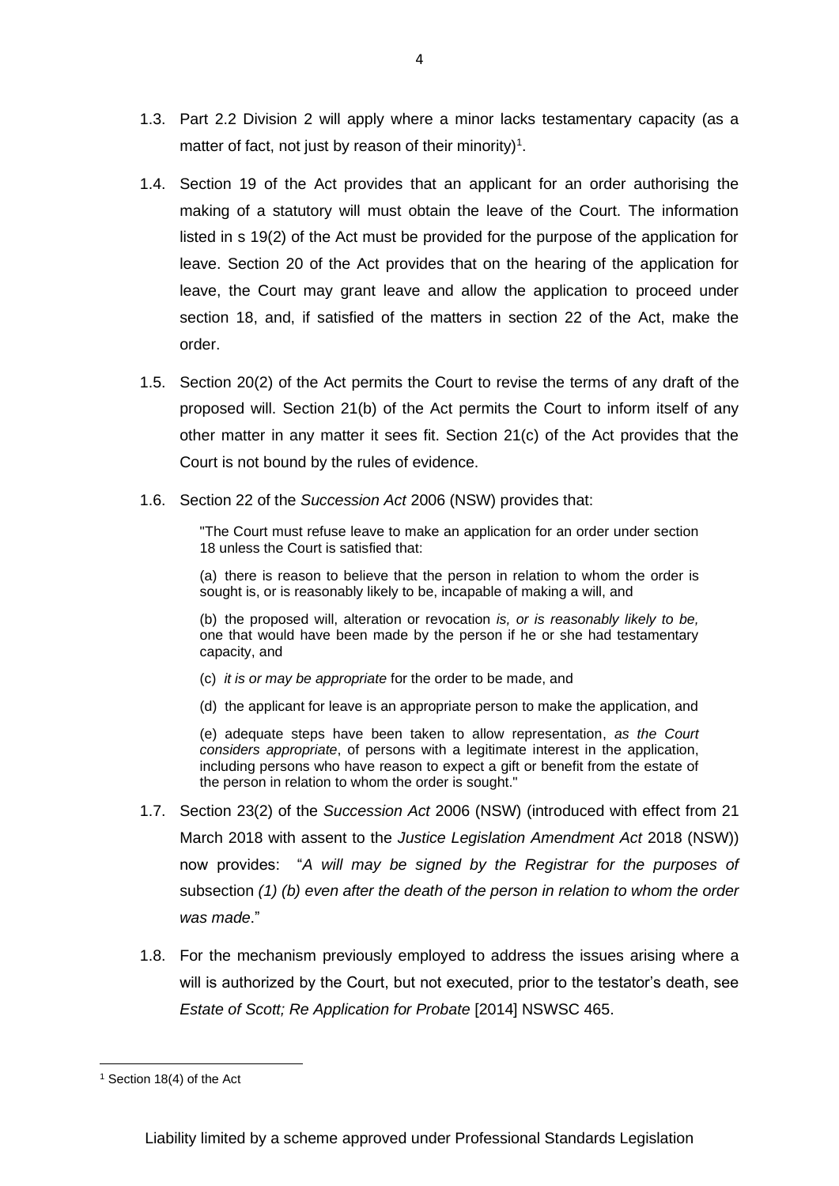1.3. Part 2.2 Division 2 will apply where a minor lacks testamentary capacity (as a matter of fact, not just by reason of their minority)[1].

1.4. Section 19 of the Act provides that an applicant for an order authorising the making of a statutory will must obtain the leave of the Court. The information listed in s 19(2) of the Act must be provided for the purpose of the application for leave. Section 20 of the Act provides that on the hearing of the application for leave, the Court may grant leave and allow the application to proceed under section 18, and, if satisfied of the matters in section 22 of the Act, make the order.

1.5. Section 20(2) of the Act permits the Court to revise the terms of any draft of the proposed will. Section 21(b) of the Act permits the Court to inform itself of any other matter in any matter it sees fit. Section 21(c) of the Act provides that the Court is not bound by the rules of evidence.

1.6. Section 22 of the *Succession Act* 2006 (NSW) provides that:

> "The Court must refuse leave to make an application for an order under section 18 unless the Court is satisfied that:
>
> (a) there is reason to believe that the person in relation to whom the order is sought is, or is reasonably likely to be, incapable of making a will, and
>
> (b) the proposed will, alteration or revocation *is, or is reasonably likely to be,* one that would have been made by the person if he or she had testamentary capacity, and
>
> (c) *it is or may be appropriate* for the order to be made, and
>
> (d) the applicant for leave is an appropriate person to make the application, and
>
> (e) adequate steps have been taken to allow representation, *as the Court considers appropriate*, of persons with a legitimate interest in the application, including persons who have reason to expect a gift or benefit from the estate of the person in relation to whom the order is sought."

1.7. Section 23(2) of the *Succession Act* 2006 (NSW) (introduced with effect from 21 March 2018 with assent to the *Justice Legislation Amendment Act* 2018 (NSW)) now provides: "*A will may be signed by the Registrar for the purposes of* subsection *(1) (b) even after the death of the person in relation to whom the order was made*."

1.8. For the mechanism previously employed to address the issues arising where a will is authorized by the Court, but not executed, prior to the testator's death, see *Estate of Scott; Re Application for Probate* [2014] NSWSC 465.

---

[1] Section 18(4) of the Act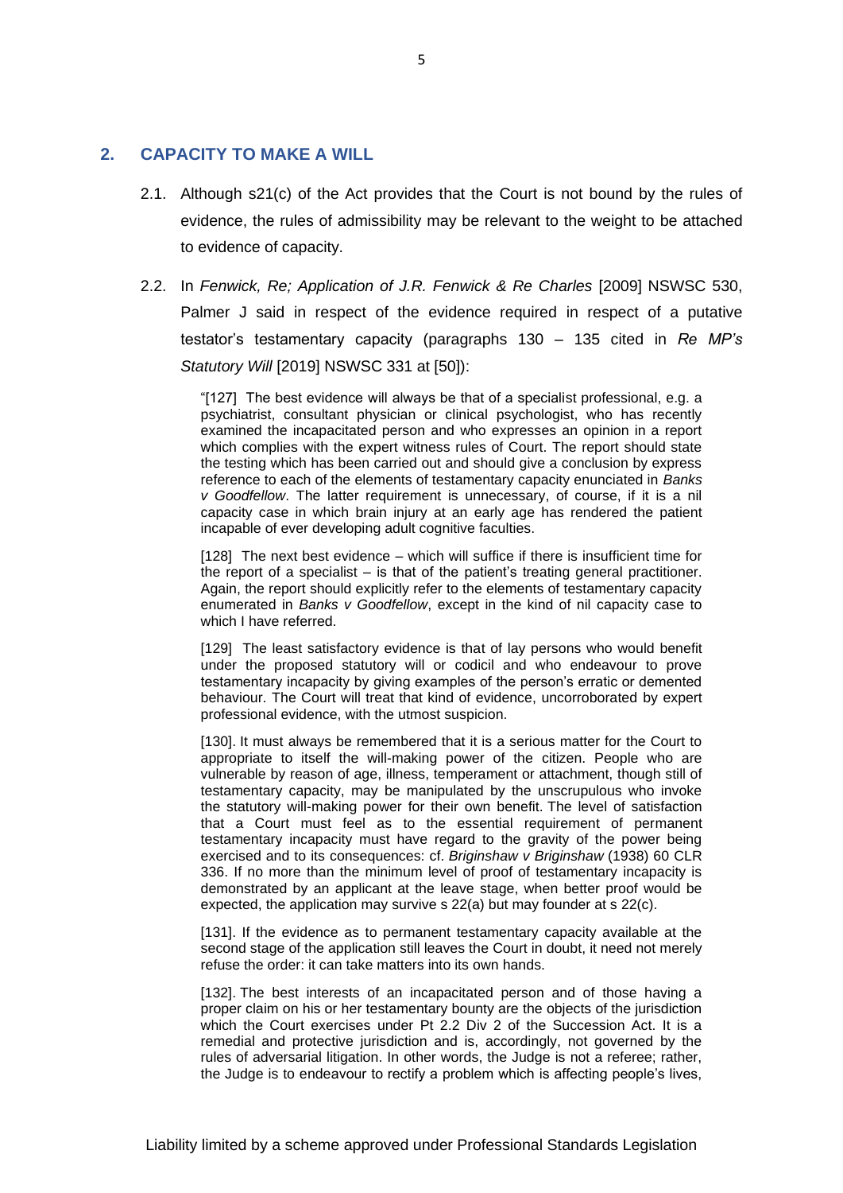## 2. CAPACITY TO MAKE A WILL

2.1. Although s21(c) of the Act provides that the Court is not bound by the rules of evidence, the rules of admissibility may be relevant to the weight to be attached to evidence of capacity.

2.2. In *Fenwick, Re; Application of J.R. Fenwick & Re Charles* [2009] NSWSC 530, Palmer J said in respect of the evidence required in respect of a putative testator's testamentary capacity (paragraphs 130 – 135 cited in *Re MP's Statutory Will* [2019] NSWSC 331 at [50]):

> "[127] The best evidence will always be that of a specialist professional, e.g. a psychiatrist, consultant physician or clinical psychologist, who has recently examined the incapacitated person and who expresses an opinion in a report which complies with the expert witness rules of Court. The report should state the testing which has been carried out and should give a conclusion by express reference to each of the elements of testamentary capacity enunciated in *Banks v Goodfellow*. The latter requirement is unnecessary, of course, if it is a nil capacity case in which brain injury at an early age has rendered the patient incapable of ever developing adult cognitive faculties.
>
> [128] The next best evidence – which will suffice if there is insufficient time for the report of a specialist – is that of the patient's treating general practitioner. Again, the report should explicitly refer to the elements of testamentary capacity enumerated in *Banks v Goodfellow*, except in the kind of nil capacity case to which I have referred.
>
> [129] The least satisfactory evidence is that of lay persons who would benefit under the proposed statutory will or codicil and who endeavour to prove testamentary incapacity by giving examples of the person's erratic or demented behaviour. The Court will treat that kind of evidence, uncorroborated by expert professional evidence, with the utmost suspicion.
>
> [130]. It must always be remembered that it is a serious matter for the Court to appropriate to itself the will-making power of the citizen. People who are vulnerable by reason of age, illness, temperament or attachment, though still of testamentary capacity, may be manipulated by the unscrupulous who invoke the statutory will-making power for their own benefit. The level of satisfaction that a Court must feel as to the essential requirement of permanent testamentary incapacity must have regard to the gravity of the power being exercised and to its consequences: cf. *Briginshaw v Briginshaw* (1938) 60 CLR 336. If no more than the minimum level of proof of testamentary incapacity is demonstrated by an applicant at the leave stage, when better proof would be expected, the application may survive s 22(a) but may founder at s 22(c).
>
> [131]. If the evidence as to permanent testamentary capacity available at the second stage of the application still leaves the Court in doubt, it need not merely refuse the order: it can take matters into its own hands.
>
> [132]. The best interests of an incapacitated person and of those having a proper claim on his or her testamentary bounty are the objects of the jurisdiction which the Court exercises under Pt 2.2 Div 2 of the Succession Act. It is a remedial and protective jurisdiction and is, accordingly, not governed by the rules of adversarial litigation. In other words, the Judge is not a referee; rather, the Judge is to endeavour to rectify a problem which is affecting people's lives,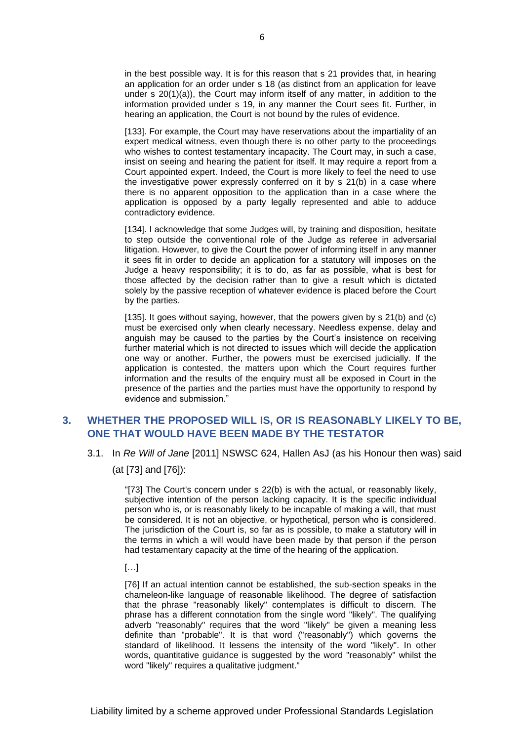> in the best possible way. It is for this reason that s 21 provides that, in hearing an application for an order under s 18 (as distinct from an application for leave under s 20(1)(a)), the Court may inform itself of any matter, in addition to the information provided under s 19, in any manner the Court sees fit. Further, in hearing an application, the Court is not bound by the rules of evidence.
>
> [133]. For example, the Court may have reservations about the impartiality of an expert medical witness, even though there is no other party to the proceedings who wishes to contest testamentary incapacity. The Court may, in such a case, insist on seeing and hearing the patient for itself. It may require a report from a Court appointed expert. Indeed, the Court is more likely to feel the need to use the investigative power expressly conferred on it by s 21(b) in a case where there is no apparent opposition to the application than in a case where the application is opposed by a party legally represented and able to adduce contradictory evidence.
>
> [134]. I acknowledge that some Judges will, by training and disposition, hesitate to step outside the conventional role of the Judge as referee in adversarial litigation. However, to give the Court the power of informing itself in any manner it sees fit in order to decide an application for a statutory will imposes on the Judge a heavy responsibility; it is to do, as far as possible, what is best for those affected by the decision rather than to give a result which is dictated solely by the passive reception of whatever evidence is placed before the Court by the parties.
>
> [135]. It goes without saying, however, that the powers given by s 21(b) and (c) must be exercised only when clearly necessary. Needless expense, delay and anguish may be caused to the parties by the Court's insistence on receiving further material which is not directed to issues which will decide the application one way or another. Further, the powers must be exercised judicially. If the application is contested, the matters upon which the Court requires further information and the results of the enquiry must all be exposed in Court in the presence of the parties and the parties must have the opportunity to respond by evidence and submission."

## 3. WHETHER THE PROPOSED WILL IS, OR IS REASONABLY LIKELY TO BE, ONE THAT WOULD HAVE BEEN MADE BY THE TESTATOR

3.1. In *Re Will of Jane* [2011] NSWSC 624, Hallen AsJ (as his Honour then was) said (at [73] and [76]):

> "[73] The Court's concern under s 22(b) is with the actual, or reasonably likely, subjective intention of the person lacking capacity. It is the specific individual person who is, or is reasonably likely to be incapable of making a will, that must be considered. It is not an objective, or hypothetical, person who is considered. The jurisdiction of the Court is, so far as is possible, to make a statutory will in the terms in which a will would have been made by that person if the person had testamentary capacity at the time of the hearing of the application.
>
> […]
>
> [76] If an actual intention cannot be established, the sub-section speaks in the chameleon-like language of reasonable likelihood. The degree of satisfaction that the phrase "reasonably likely" contemplates is difficult to discern. The phrase has a different connotation from the single word "likely". The qualifying adverb "reasonably" requires that the word "likely" be given a meaning less definite than "probable". It is that word ("reasonably") which governs the standard of likelihood. It lessens the intensity of the word "likely". In other words, quantitative guidance is suggested by the word "reasonably" whilst the word "likely" requires a qualitative judgment."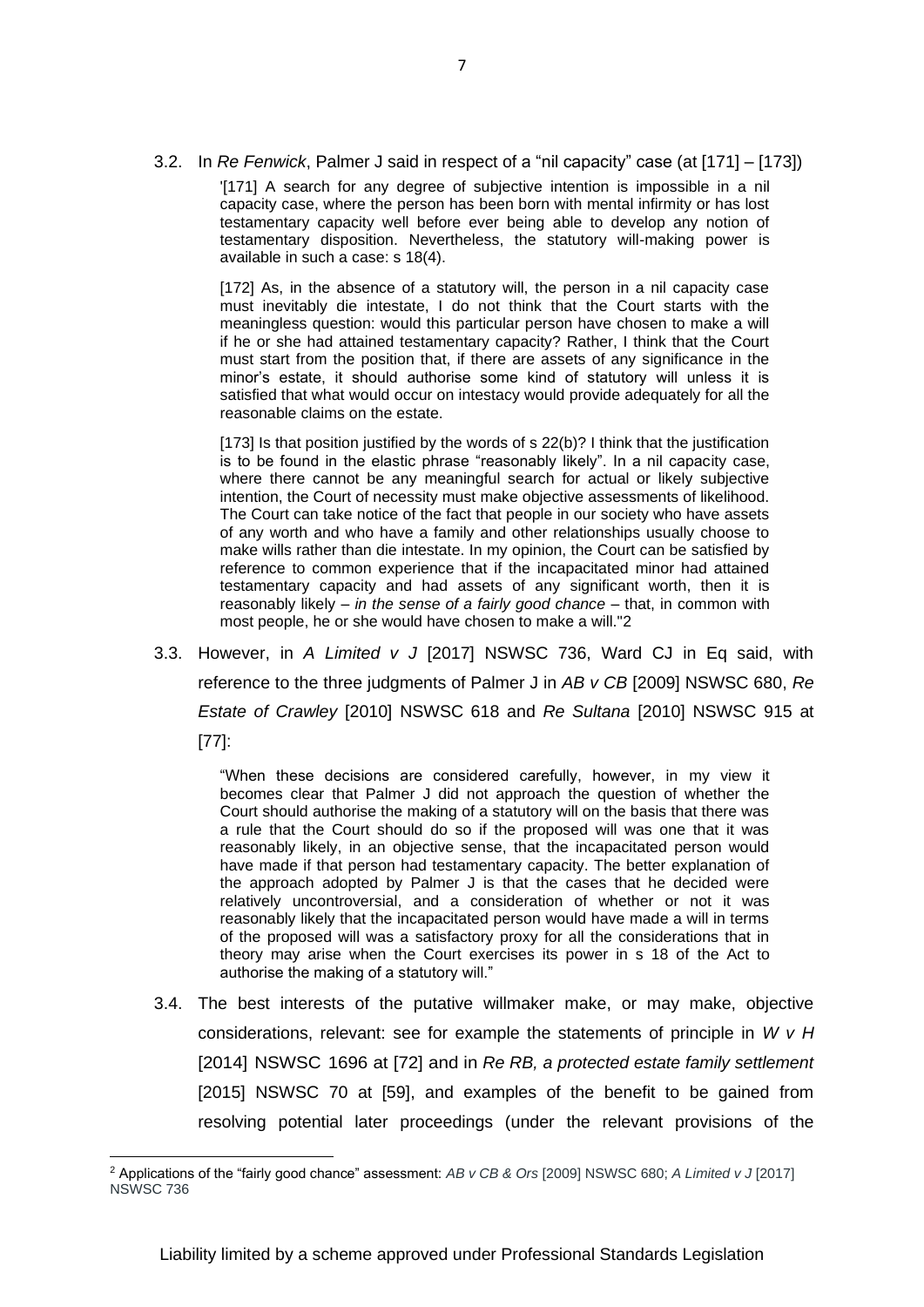3.2. In *Re Fenwick*, Palmer J said in respect of a "nil capacity" case (at [171] – [173])

> '[171] A search for any degree of subjective intention is impossible in a nil capacity case, where the person has been born with mental infirmity or has lost testamentary capacity well before ever being able to develop any notion of testamentary disposition. Nevertheless, the statutory will-making power is available in such a case: s 18(4).
>
> [172] As, in the absence of a statutory will, the person in a nil capacity case must inevitably die intestate, I do not think that the Court starts with the meaningless question: would this particular person have chosen to make a will if he or she had attained testamentary capacity? Rather, I think that the Court must start from the position that, if there are assets of any significance in the minor's estate, it should authorise some kind of statutory will unless it is satisfied that what would occur on intestacy would provide adequately for all the reasonable claims on the estate.
>
> [173] Is that position justified by the words of s 22(b)? I think that the justification is to be found in the elastic phrase "reasonably likely". In a nil capacity case, where there cannot be any meaningful search for actual or likely subjective intention, the Court of necessity must make objective assessments of likelihood. The Court can take notice of the fact that people in our society who have assets of any worth and who have a family and other relationships usually choose to make wills rather than die intestate. In my opinion, the Court can be satisfied by reference to common experience that if the incapacitated minor had attained testamentary capacity and had assets of any significant worth, then it is reasonably likely – *in the sense of a fairly good chance* – that, in common with most people, he or she would have chosen to make a will."[2]

3.3. However, in *A Limited v J* [2017] NSWSC 736, Ward CJ in Eq said, with reference to the three judgments of Palmer J in *AB v CB* [2009] NSWSC 680, *Re Estate of Crawley* [2010] NSWSC 618 and *Re Sultana* [2010] NSWSC 915 at [77]:

> "When these decisions are considered carefully, however, in my view it becomes clear that Palmer J did not approach the question of whether the Court should authorise the making of a statutory will on the basis that there was a rule that the Court should do so if the proposed will was one that it was reasonably likely, in an objective sense, that the incapacitated person would have made if that person had testamentary capacity. The better explanation of the approach adopted by Palmer J is that the cases that he decided were relatively uncontroversial, and a consideration of whether or not it was reasonably likely that the incapacitated person would have made a will in terms of the proposed will was a satisfactory proxy for all the considerations that in theory may arise when the Court exercises its power in s 18 of the Act to authorise the making of a statutory will."

3.4. The best interests of the putative willmaker make, or may make, objective considerations, relevant: see for example the statements of principle in *W v H* [2014] NSWSC 1696 at [72] and in *Re RB, a protected estate family settlement* [2015] NSWSC 70 at [59], and examples of the benefit to be gained from resolving potential later proceedings (under the relevant provisions of the

---

[2] Applications of the "fairly good chance" assessment: *AB v CB & Ors* [2009] NSWSC 680; *A Limited v J* [2017] NSWSC 736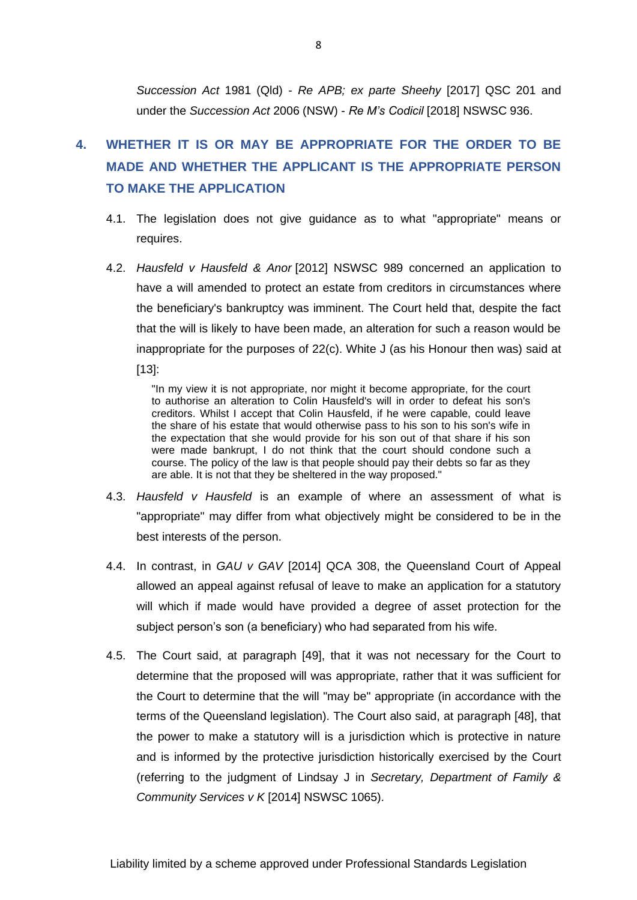*Succession Act* 1981 (Qld) - *Re APB; ex parte Sheehy* [2017] QSC 201 and under the *Succession Act* 2006 (NSW) - *Re M's Codicil* [2018] NSWSC 936.

## 4. WHETHER IT IS OR MAY BE APPROPRIATE FOR THE ORDER TO BE MADE AND WHETHER THE APPLICANT IS THE APPROPRIATE PERSON TO MAKE THE APPLICATION

4.1. The legislation does not give guidance as to what "appropriate" means or requires.

4.2. *Hausfeld v Hausfeld & Anor* [2012] NSWSC 989 concerned an application to have a will amended to protect an estate from creditors in circumstances where the beneficiary's bankruptcy was imminent. The Court held that, despite the fact that the will is likely to have been made, an alteration for such a reason would be inappropriate for the purposes of 22(c). White J (as his Honour then was) said at [13]:

> "In my view it is not appropriate, nor might it become appropriate, for the court to authorise an alteration to Colin Hausfeld's will in order to defeat his son's creditors. Whilst I accept that Colin Hausfeld, if he were capable, could leave the share of his estate that would otherwise pass to his son to his son's wife in the expectation that she would provide for his son out of that share if his son were made bankrupt, I do not think that the court should condone such a course. The policy of the law is that people should pay their debts so far as they are able. It is not that they be sheltered in the way proposed."

4.3. *Hausfeld v Hausfeld* is an example of where an assessment of what is "appropriate" may differ from what objectively might be considered to be in the best interests of the person.

4.4. In contrast, in *GAU v GAV* [2014] QCA 308, the Queensland Court of Appeal allowed an appeal against refusal of leave to make an application for a statutory will which if made would have provided a degree of asset protection for the subject person's son (a beneficiary) who had separated from his wife.

4.5. The Court said, at paragraph [49], that it was not necessary for the Court to determine that the proposed will was appropriate, rather that it was sufficient for the Court to determine that the will "may be" appropriate (in accordance with the terms of the Queensland legislation). The Court also said, at paragraph [48], that the power to make a statutory will is a jurisdiction which is protective in nature and is informed by the protective jurisdiction historically exercised by the Court (referring to the judgment of Lindsay J in *Secretary, Department of Family & Community Services v K* [2014] NSWSC 1065).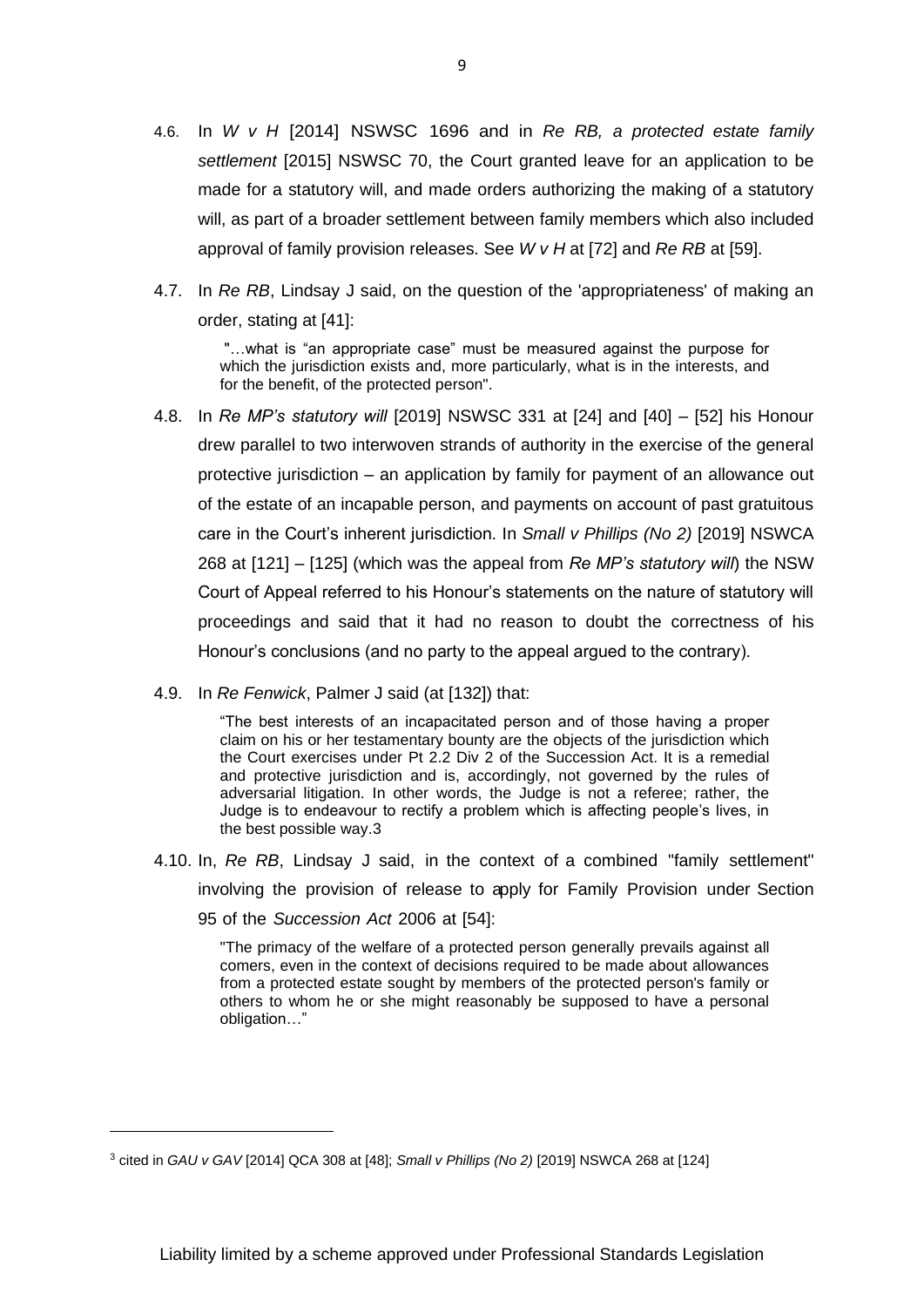4.6. In *W v H* [2014] NSWSC 1696 and in *Re RB, a protected estate family settlement* [2015] NSWSC 70, the Court granted leave for an application to be made for a statutory will, and made orders authorizing the making of a statutory will, as part of a broader settlement between family members which also included approval of family provision releases. See *W v H* at [72] and *Re RB* at [59].

4.7. In *Re RB*, Lindsay J said, on the question of the 'appropriateness' of making an order, stating at [41]:

> "…what is "an appropriate case" must be measured against the purpose for which the jurisdiction exists and, more particularly, what is in the interests, and for the benefit, of the protected person".

4.8. In *Re MP's statutory will* [2019] NSWSC 331 at [24] and [40] – [52] his Honour drew parallel to two interwoven strands of authority in the exercise of the general protective jurisdiction – an application by family for payment of an allowance out of the estate of an incapable person, and payments on account of past gratuitous care in the Court's inherent jurisdiction. In *Small v Phillips (No 2)* [2019] NSWCA 268 at [121] – [125] (which was the appeal from *Re MP's statutory will*) the NSW Court of Appeal referred to his Honour's statements on the nature of statutory will proceedings and said that it had no reason to doubt the correctness of his Honour's conclusions (and no party to the appeal argued to the contrary).

4.9. In *Re Fenwick*, Palmer J said (at [132]) that:

> "The best interests of an incapacitated person and of those having a proper claim on his or her testamentary bounty are the objects of the jurisdiction which the Court exercises under Pt 2.2 Div 2 of the Succession Act. It is a remedial and protective jurisdiction and is, accordingly, not governed by the rules of adversarial litigation. In other words, the Judge is not a referee; rather, the Judge is to endeavour to rectify a problem which is affecting people's lives, in the best possible way.[3]

4.10. In, *Re RB*, Lindsay J said, in the context of a combined "family settlement" involving the provision of release to apply for Family Provision under Section 95 of the *Succession Act* 2006 at [54]:

> "The primacy of the welfare of a protected person generally prevails against all comers, even in the context of decisions required to be made about allowances from a protected estate sought by members of the protected person's family or others to whom he or she might reasonably be supposed to have a personal obligation…"

[3] cited in *GAU v GAV* [2014] QCA 308 at [48]; *Small v Phillips (No 2)* [2019] NSWCA 268 at [124]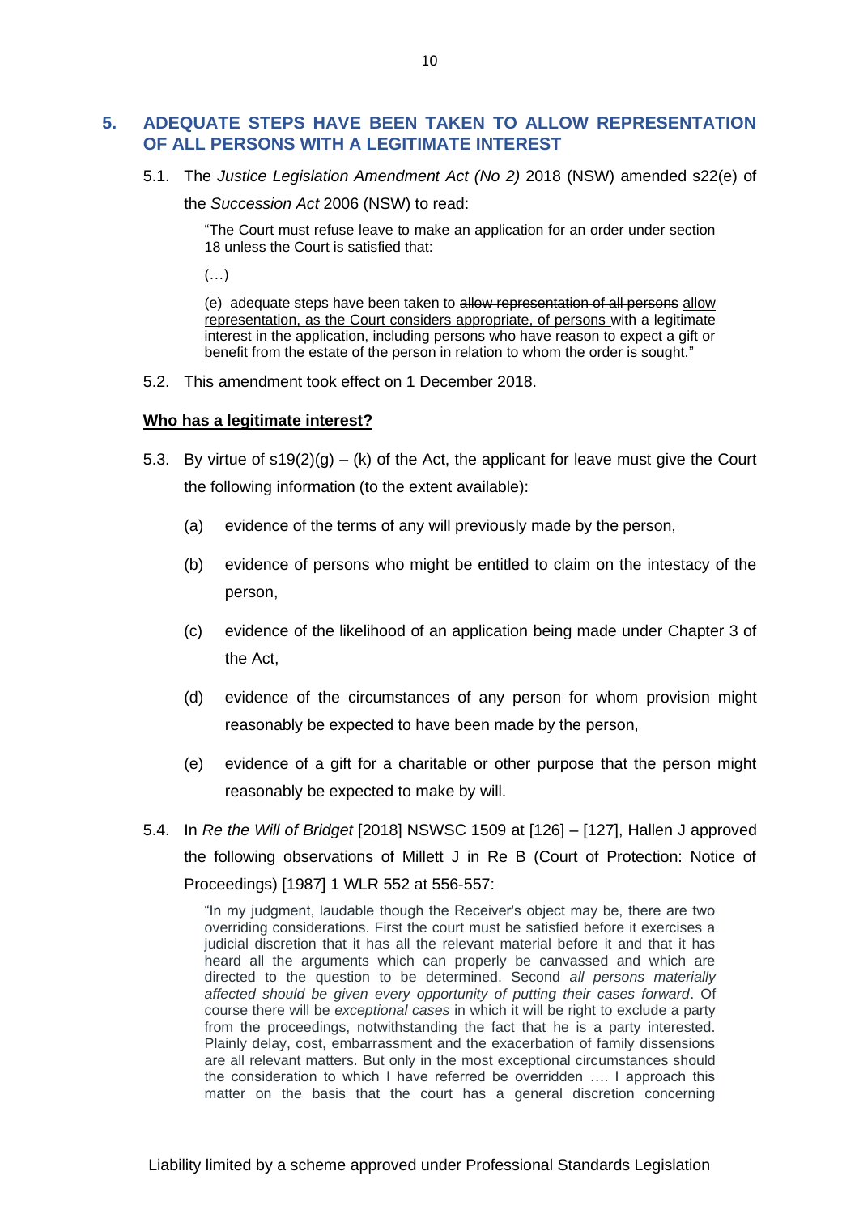## 5. ADEQUATE STEPS HAVE BEEN TAKEN TO ALLOW REPRESENTATION OF ALL PERSONS WITH A LEGITIMATE INTEREST

5.1. The *Justice Legislation Amendment Act (No 2)* 2018 (NSW) amended s22(e) of the *Succession Act* 2006 (NSW) to read:

> "The Court must refuse leave to make an application for an order under section 18 unless the Court is satisfied that:
>
> (…)
>
> (e) adequate steps have been taken to ~~allow representation of all persons~~ <u>allow representation, as the Court considers appropriate, of persons</u> with a legitimate interest in the application, including persons who have reason to expect a gift or benefit from the estate of the person in relation to whom the order is sought."

5.2. This amendment took effect on 1 December 2018.

**<u>Who has a legitimate interest?</u>**

5.3. By virtue of s19(2)(g) – (k) of the Act, the applicant for leave must give the Court the following information (to the extent available):

(a) evidence of the terms of any will previously made by the person,

(b) evidence of persons who might be entitled to claim on the intestacy of the person,

(c) evidence of the likelihood of an application being made under Chapter 3 of the Act,

(d) evidence of the circumstances of any person for whom provision might reasonably be expected to have been made by the person,

(e) evidence of a gift for a charitable or other purpose that the person might reasonably be expected to make by will.

5.4. In *Re the Will of Bridget* [2018] NSWSC 1509 at [126] – [127], Hallen J approved the following observations of Millett J in Re B (Court of Protection: Notice of Proceedings) [1987] 1 WLR 552 at 556-557:

> "In my judgment, laudable though the Receiver's object may be, there are two overriding considerations. First the court must be satisfied before it exercises a judicial discretion that it has all the relevant material before it and that it has heard all the arguments which can properly be canvassed and which are directed to the question to be determined. Second *all persons materially affected should be given every opportunity of putting their cases forward*. Of course there will be *exceptional cases* in which it will be right to exclude a party from the proceedings, notwithstanding the fact that he is a party interested. Plainly delay, cost, embarrassment and the exacerbation of family dissensions are all relevant matters. But only in the most exceptional circumstances should the consideration to which I have referred be overridden …. I approach this matter on the basis that the court has a general discretion concerning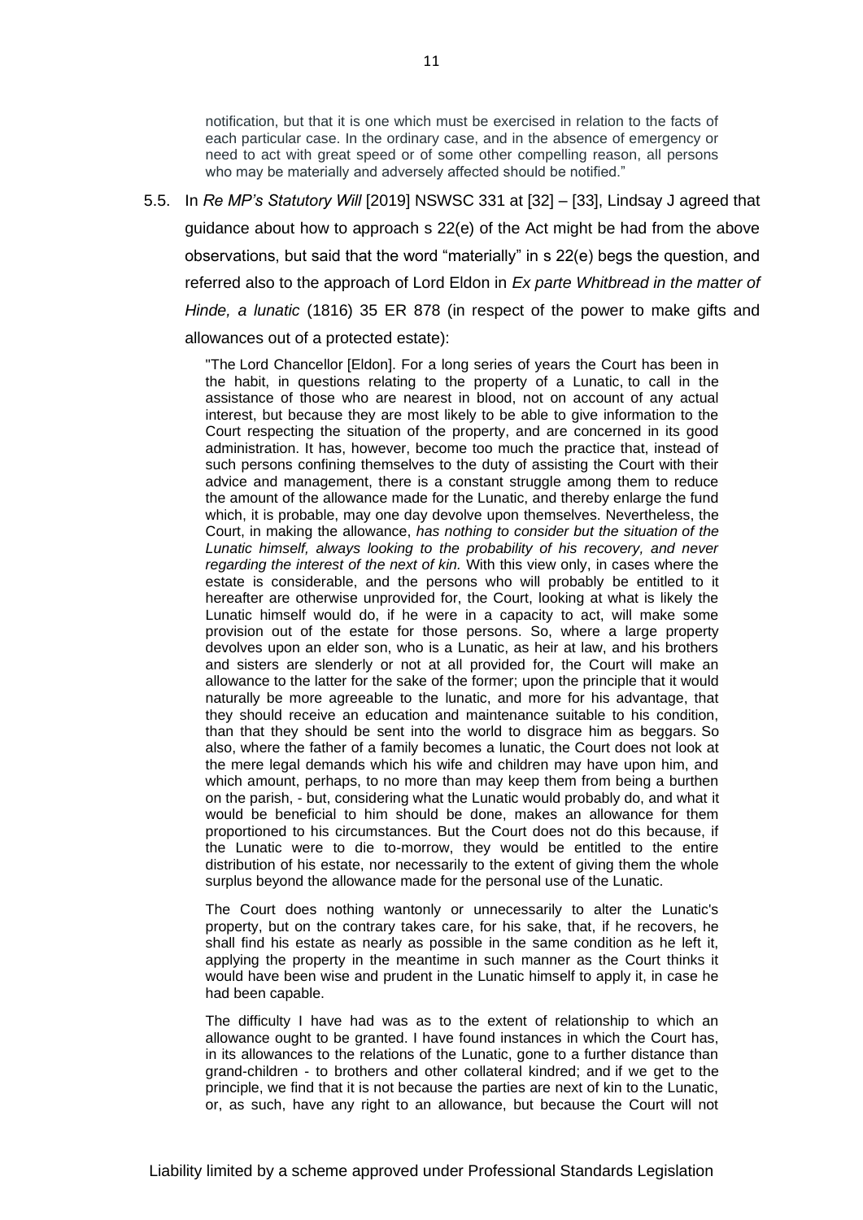> notification, but that it is one which must be exercised in relation to the facts of each particular case. In the ordinary case, and in the absence of emergency or need to act with great speed or of some other compelling reason, all persons who may be materially and adversely affected should be notified."

5.5. In *Re MP's Statutory Will* [2019] NSWSC 331 at [32] – [33], Lindsay J agreed that guidance about how to approach s 22(e) of the Act might be had from the above observations, but said that the word "materially" in s 22(e) begs the question, and referred also to the approach of Lord Eldon in *Ex parte Whitbread in the matter of Hinde, a lunatic* (1816) 35 ER 878 (in respect of the power to make gifts and allowances out of a protected estate):

> "The Lord Chancellor [Eldon]. For a long series of years the Court has been in the habit, in questions relating to the property of a Lunatic, to call in the assistance of those who are nearest in blood, not on account of any actual interest, but because they are most likely to be able to give information to the Court respecting the situation of the property, and are concerned in its good administration. It has, however, become too much the practice that, instead of such persons confining themselves to the duty of assisting the Court with their advice and management, there is a constant struggle among them to reduce the amount of the allowance made for the Lunatic, and thereby enlarge the fund which, it is probable, may one day devolve upon themselves. Nevertheless, the Court, in making the allowance, *has nothing to consider but the situation of the Lunatic himself, always looking to the probability of his recovery, and never regarding the interest of the next of kin.* With this view only, in cases where the estate is considerable, and the persons who will probably be entitled to it hereafter are otherwise unprovided for, the Court, looking at what is likely the Lunatic himself would do, if he were in a capacity to act, will make some provision out of the estate for those persons. So, where a large property devolves upon an elder son, who is a Lunatic, as heir at law, and his brothers and sisters are slenderly or not at all provided for, the Court will make an allowance to the latter for the sake of the former; upon the principle that it would naturally be more agreeable to the lunatic, and more for his advantage, that they should receive an education and maintenance suitable to his condition, than that they should be sent into the world to disgrace him as beggars. So also, where the father of a family becomes a lunatic, the Court does not look at the mere legal demands which his wife and children may have upon him, and which amount, perhaps, to no more than may keep them from being a burthen on the parish, - but, considering what the Lunatic would probably do, and what it would be beneficial to him should be done, makes an allowance for them proportioned to his circumstances. But the Court does not do this because, if the Lunatic were to die to-morrow, they would be entitled to the entire distribution of his estate, nor necessarily to the extent of giving them the whole surplus beyond the allowance made for the personal use of the Lunatic.
>
> The Court does nothing wantonly or unnecessarily to alter the Lunatic's property, but on the contrary takes care, for his sake, that, if he recovers, he shall find his estate as nearly as possible in the same condition as he left it, applying the property in the meantime in such manner as the Court thinks it would have been wise and prudent in the Lunatic himself to apply it, in case he had been capable.
>
> The difficulty I have had was as to the extent of relationship to which an allowance ought to be granted. I have found instances in which the Court has, in its allowances to the relations of the Lunatic, gone to a further distance than grand-children - to brothers and other collateral kindred; and if we get to the principle, we find that it is not because the parties are next of kin to the Lunatic, or, as such, have any right to an allowance, but because the Court will not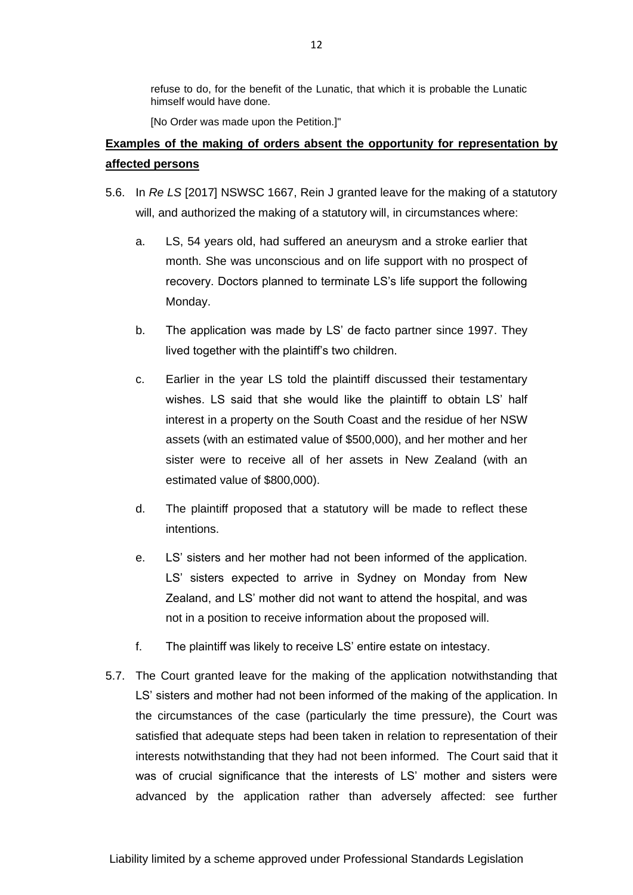refuse to do, for the benefit of the Lunatic, that which it is probable the Lunatic himself would have done.

[No Order was made upon the Petition.]"

**Examples of the making of orders absent the opportunity for representation by affected persons**

5.6. In *Re LS* [2017] NSWSC 1667, Rein J granted leave for the making of a statutory will, and authorized the making of a statutory will, in circumstances where:

a. LS, 54 years old, had suffered an aneurysm and a stroke earlier that month. She was unconscious and on life support with no prospect of recovery. Doctors planned to terminate LS's life support the following Monday.

b. The application was made by LS' de facto partner since 1997. They lived together with the plaintiff's two children.

c. Earlier in the year LS told the plaintiff discussed their testamentary wishes. LS said that she would like the plaintiff to obtain LS' half interest in a property on the South Coast and the residue of her NSW assets (with an estimated value of $500,000), and her mother and her sister were to receive all of her assets in New Zealand (with an estimated value of $800,000).

d. The plaintiff proposed that a statutory will be made to reflect these intentions.

e. LS' sisters and her mother had not been informed of the application. LS' sisters expected to arrive in Sydney on Monday from New Zealand, and LS' mother did not want to attend the hospital, and was not in a position to receive information about the proposed will.

f. The plaintiff was likely to receive LS' entire estate on intestacy.

5.7. The Court granted leave for the making of the application notwithstanding that LS' sisters and mother had not been informed of the making of the application. In the circumstances of the case (particularly the time pressure), the Court was satisfied that adequate steps had been taken in relation to representation of their interests notwithstanding that they had not been informed. The Court said that it was of crucial significance that the interests of LS' mother and sisters were advanced by the application rather than adversely affected: see further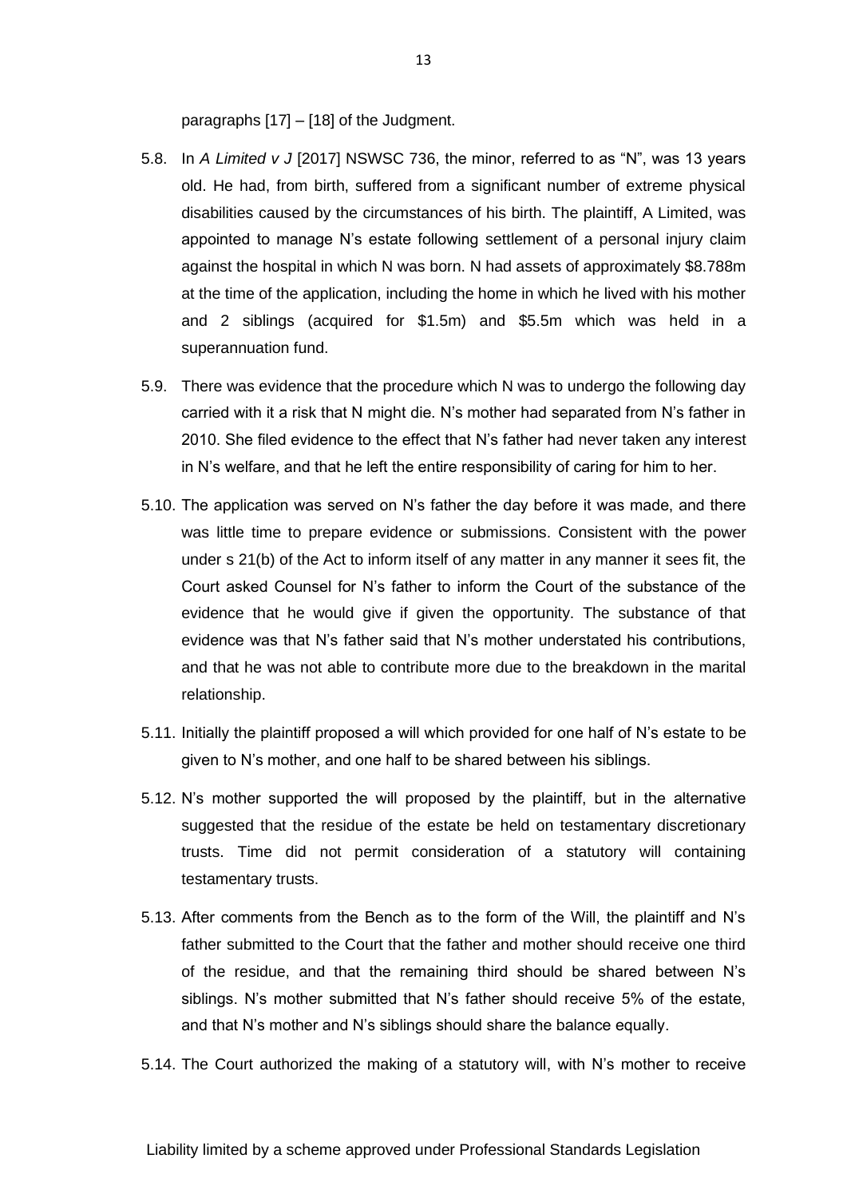paragraphs [17] – [18] of the Judgment.

5.8. In *A Limited v J* [2017] NSWSC 736, the minor, referred to as "N", was 13 years old. He had, from birth, suffered from a significant number of extreme physical disabilities caused by the circumstances of his birth. The plaintiff, A Limited, was appointed to manage N's estate following settlement of a personal injury claim against the hospital in which N was born. N had assets of approximately $8.788m at the time of the application, including the home in which he lived with his mother and 2 siblings (acquired for $1.5m) and $5.5m which was held in a superannuation fund.

5.9. There was evidence that the procedure which N was to undergo the following day carried with it a risk that N might die. N's mother had separated from N's father in 2010. She filed evidence to the effect that N's father had never taken any interest in N's welfare, and that he left the entire responsibility of caring for him to her.

5.10. The application was served on N's father the day before it was made, and there was little time to prepare evidence or submissions. Consistent with the power under s 21(b) of the Act to inform itself of any matter in any manner it sees fit, the Court asked Counsel for N's father to inform the Court of the substance of the evidence that he would give if given the opportunity. The substance of that evidence was that N's father said that N's mother understated his contributions, and that he was not able to contribute more due to the breakdown in the marital relationship.

5.11. Initially the plaintiff proposed a will which provided for one half of N's estate to be given to N's mother, and one half to be shared between his siblings.

5.12. N's mother supported the will proposed by the plaintiff, but in the alternative suggested that the residue of the estate be held on testamentary discretionary trusts. Time did not permit consideration of a statutory will containing testamentary trusts.

5.13. After comments from the Bench as to the form of the Will, the plaintiff and N's father submitted to the Court that the father and mother should receive one third of the residue, and that the remaining third should be shared between N's siblings. N's mother submitted that N's father should receive 5% of the estate, and that N's mother and N's siblings should share the balance equally.

5.14. The Court authorized the making of a statutory will, with N's mother to receive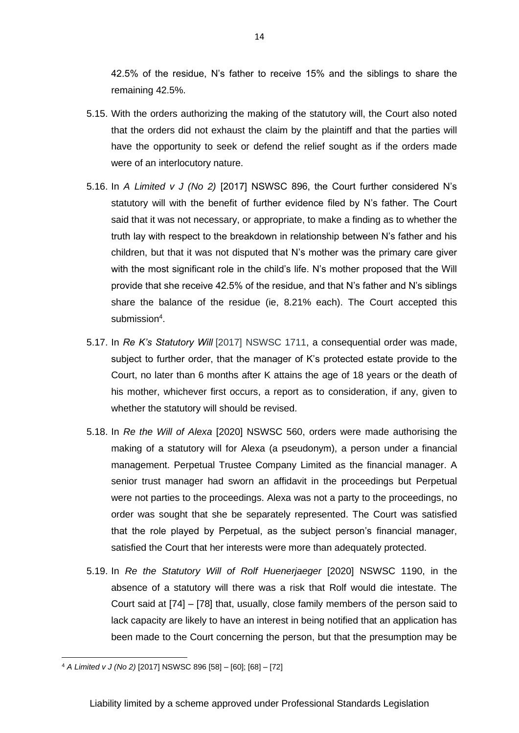42.5% of the residue, N's father to receive 15% and the siblings to share the remaining 42.5%.

5.15. With the orders authorizing the making of the statutory will, the Court also noted that the orders did not exhaust the claim by the plaintiff and that the parties will have the opportunity to seek or defend the relief sought as if the orders made were of an interlocutory nature.

5.16. In *A Limited v J (No 2)* [2017] NSWSC 896, the Court further considered N's statutory will with the benefit of further evidence filed by N's father. The Court said that it was not necessary, or appropriate, to make a finding as to whether the truth lay with respect to the breakdown in relationship between N's father and his children, but that it was not disputed that N's mother was the primary care giver with the most significant role in the child's life. N's mother proposed that the Will provide that she receive 42.5% of the residue, and that N's father and N's siblings share the balance of the residue (ie, 8.21% each). The Court accepted this submission[4].

5.17. In *Re K's Statutory Will* [2017] NSWSC 1711, a consequential order was made, subject to further order, that the manager of K's protected estate provide to the Court, no later than 6 months after K attains the age of 18 years or the death of his mother, whichever first occurs, a report as to consideration, if any, given to whether the statutory will should be revised.

5.18. In *Re the Will of Alexa* [2020] NSWSC 560, orders were made authorising the making of a statutory will for Alexa (a pseudonym), a person under a financial management. Perpetual Trustee Company Limited as the financial manager. A senior trust manager had sworn an affidavit in the proceedings but Perpetual were not parties to the proceedings. Alexa was not a party to the proceedings, no order was sought that she be separately represented. The Court was satisfied that the role played by Perpetual, as the subject person's financial manager, satisfied the Court that her interests were more than adequately protected.

5.19. In *Re the Statutory Will of Rolf Huenerjaeger* [2020] NSWSC 1190, in the absence of a statutory will there was a risk that Rolf would die intestate. The Court said at [74] – [78] that, usually, close family members of the person said to lack capacity are likely to have an interest in being notified that an application has been made to the Court concerning the person, but that the presumption may be

---

[4] *A Limited v J (No 2)* [2017] NSWSC 896 [58] – [60]; [68] – [72]

Liability limited by a scheme approved under Professional Standards Legislation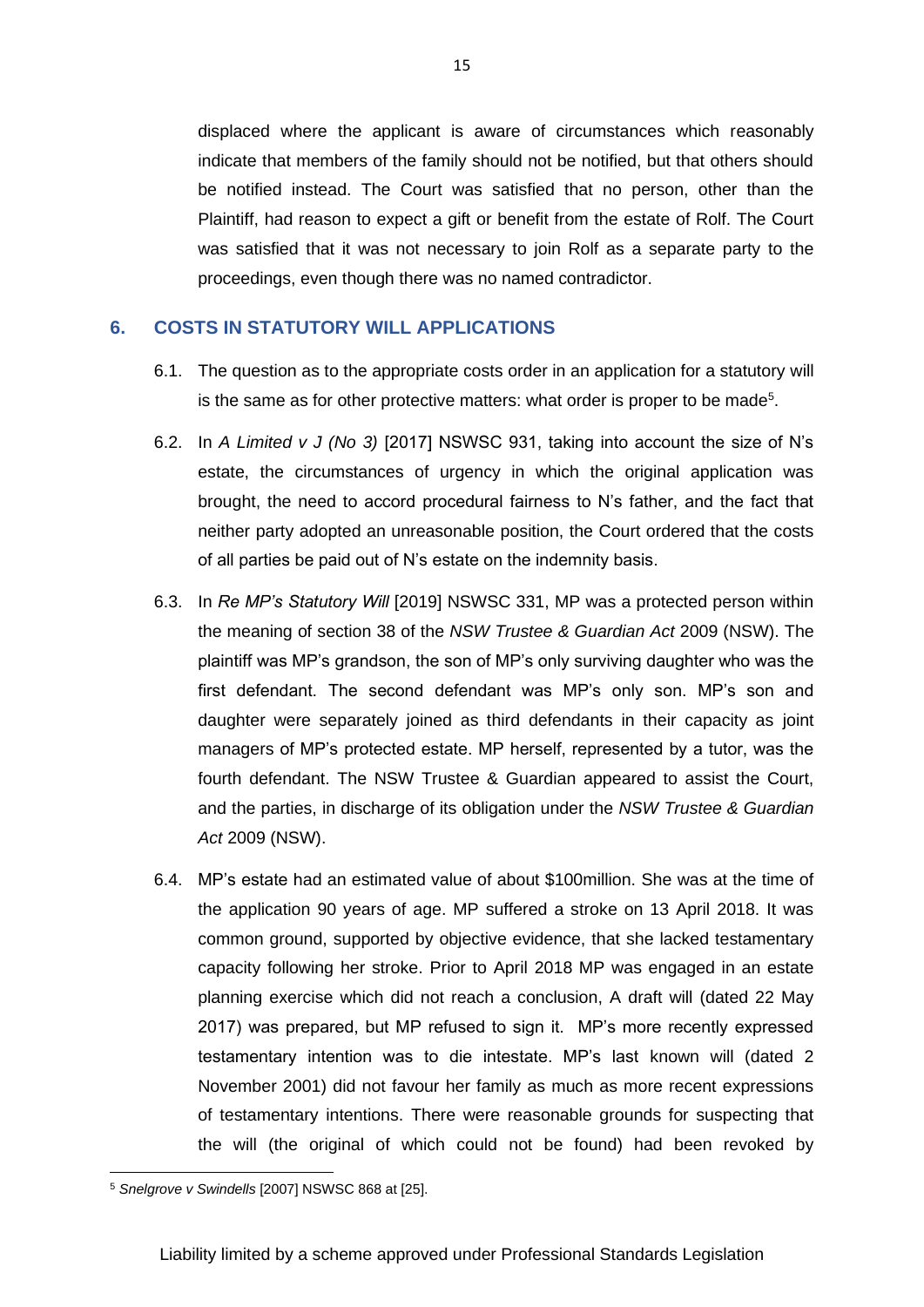displaced where the applicant is aware of circumstances which reasonably indicate that members of the family should not be notified, but that others should be notified instead. The Court was satisfied that no person, other than the Plaintiff, had reason to expect a gift or benefit from the estate of Rolf. The Court was satisfied that it was not necessary to join Rolf as a separate party to the proceedings, even though there was no named contradictor.

## 6. COSTS IN STATUTORY WILL APPLICATIONS

6.1. The question as to the appropriate costs order in an application for a statutory will is the same as for other protective matters: what order is proper to be made[5].

6.2. In *A Limited v J (No 3)* [2017] NSWSC 931, taking into account the size of N's estate, the circumstances of urgency in which the original application was brought, the need to accord procedural fairness to N's father, and the fact that neither party adopted an unreasonable position, the Court ordered that the costs of all parties be paid out of N's estate on the indemnity basis.

6.3. In *Re MP's Statutory Will* [2019] NSWSC 331, MP was a protected person within the meaning of section 38 of the *NSW Trustee & Guardian Act* 2009 (NSW). The plaintiff was MP's grandson, the son of MP's only surviving daughter who was the first defendant. The second defendant was MP's only son. MP's son and daughter were separately joined as third defendants in their capacity as joint managers of MP's protected estate. MP herself, represented by a tutor, was the fourth defendant. The NSW Trustee & Guardian appeared to assist the Court, and the parties, in discharge of its obligation under the *NSW Trustee & Guardian Act* 2009 (NSW).

6.4. MP's estate had an estimated value of about $100million. She was at the time of the application 90 years of age. MP suffered a stroke on 13 April 2018. It was common ground, supported by objective evidence, that she lacked testamentary capacity following her stroke. Prior to April 2018 MP was engaged in an estate planning exercise which did not reach a conclusion, A draft will (dated 22 May 2017) was prepared, but MP refused to sign it. MP's more recently expressed testamentary intention was to die intestate. MP's last known will (dated 2 November 2001) did not favour her family as much as more recent expressions of testamentary intentions. There were reasonable grounds for suspecting that the will (the original of which could not be found) had been revoked by

[5] *Snelgrove v Swindells* [2007] NSWSC 868 at [25].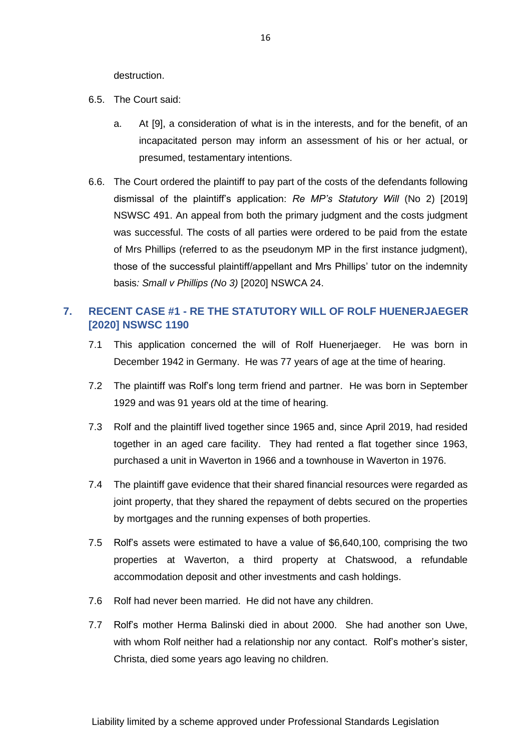destruction.

6.5. The Court said:

   a. At [9], a consideration of what is in the interests, and for the benefit, of an incapacitated person may inform an assessment of his or her actual, or presumed, testamentary intentions.

6.6. The Court ordered the plaintiff to pay part of the costs of the defendants following dismissal of the plaintiff's application: *Re MP's Statutory Will* (No 2) [2019] NSWSC 491. An appeal from both the primary judgment and the costs judgment was successful. The costs of all parties were ordered to be paid from the estate of Mrs Phillips (referred to as the pseudonym MP in the first instance judgment), those of the successful plaintiff/appellant and Mrs Phillips' tutor on the indemnity basis*: Small v Phillips (No 3)* [2020] NSWCA 24.

## 7. RECENT CASE #1 - RE THE STATUTORY WILL OF ROLF HUENERJAEGER [2020] NSWSC 1190

7.1 This application concerned the will of Rolf Huenerjaeger. He was born in December 1942 in Germany. He was 77 years of age at the time of hearing.

7.2 The plaintiff was Rolf's long term friend and partner. He was born in September 1929 and was 91 years old at the time of hearing.

7.3 Rolf and the plaintiff lived together since 1965 and, since April 2019, had resided together in an aged care facility. They had rented a flat together since 1963, purchased a unit in Waverton in 1966 and a townhouse in Waverton in 1976.

7.4 The plaintiff gave evidence that their shared financial resources were regarded as joint property, that they shared the repayment of debts secured on the properties by mortgages and the running expenses of both properties.

7.5 Rolf's assets were estimated to have a value of $6,640,100, comprising the two properties at Waverton, a third property at Chatswood, a refundable accommodation deposit and other investments and cash holdings.

7.6 Rolf had never been married. He did not have any children.

7.7 Rolf's mother Herma Balinski died in about 2000. She had another son Uwe, with whom Rolf neither had a relationship nor any contact. Rolf's mother's sister, Christa, died some years ago leaving no children.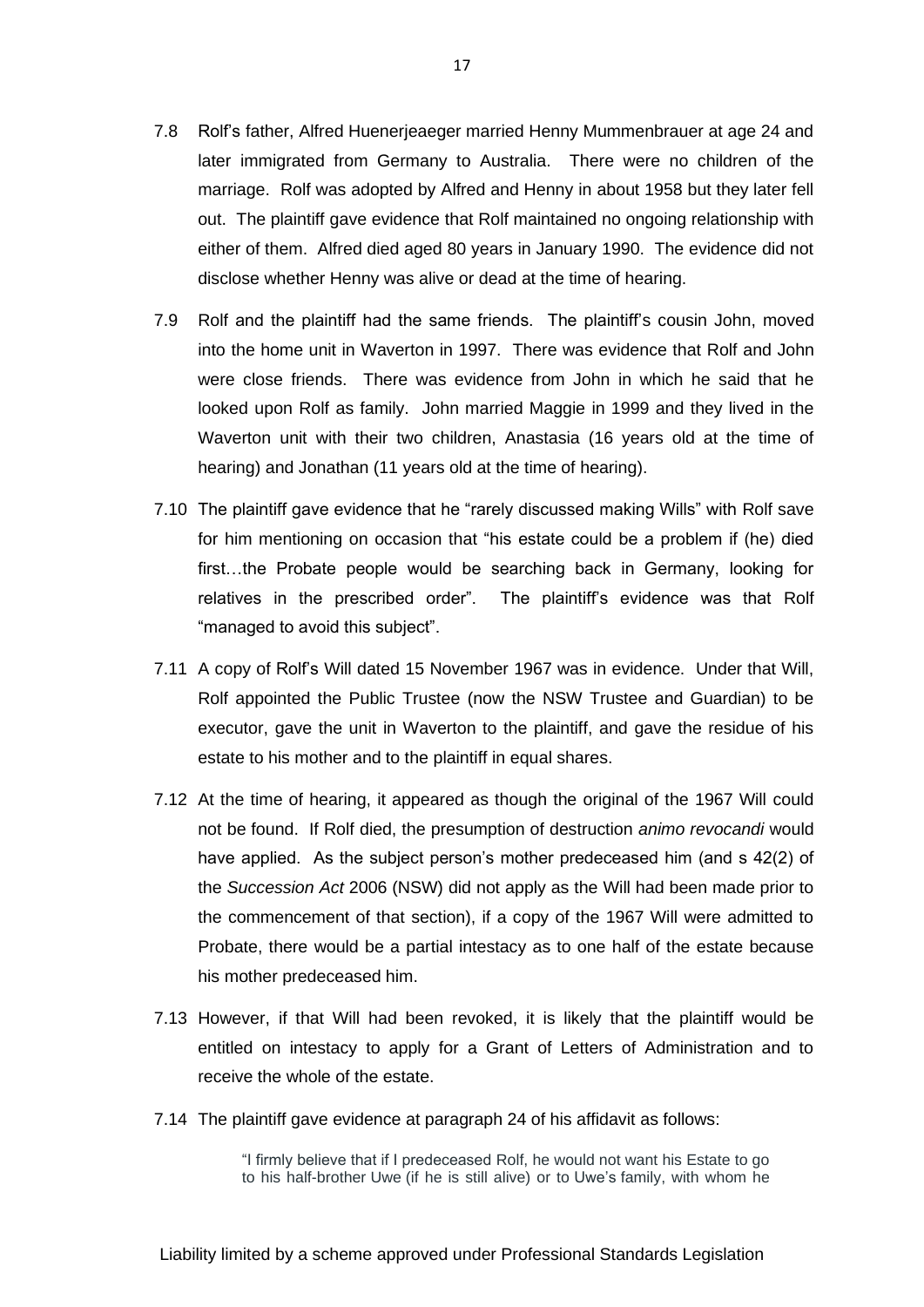7.8 Rolf's father, Alfred Huenerjeaeger married Henny Mummenbrauer at age 24 and later immigrated from Germany to Australia. There were no children of the marriage. Rolf was adopted by Alfred and Henny in about 1958 but they later fell out. The plaintiff gave evidence that Rolf maintained no ongoing relationship with either of them. Alfred died aged 80 years in January 1990. The evidence did not disclose whether Henny was alive or dead at the time of hearing.

7.9 Rolf and the plaintiff had the same friends. The plaintiff's cousin John, moved into the home unit in Waverton in 1997. There was evidence that Rolf and John were close friends. There was evidence from John in which he said that he looked upon Rolf as family. John married Maggie in 1999 and they lived in the Waverton unit with their two children, Anastasia (16 years old at the time of hearing) and Jonathan (11 years old at the time of hearing).

7.10 The plaintiff gave evidence that he "rarely discussed making Wills" with Rolf save for him mentioning on occasion that "his estate could be a problem if (he) died first…the Probate people would be searching back in Germany, looking for relatives in the prescribed order". The plaintiff's evidence was that Rolf "managed to avoid this subject".

7.11 A copy of Rolf's Will dated 15 November 1967 was in evidence. Under that Will, Rolf appointed the Public Trustee (now the NSW Trustee and Guardian) to be executor, gave the unit in Waverton to the plaintiff, and gave the residue of his estate to his mother and to the plaintiff in equal shares.

7.12 At the time of hearing, it appeared as though the original of the 1967 Will could not be found. If Rolf died, the presumption of destruction *animo revocandi* would have applied. As the subject person's mother predeceased him (and s 42(2) of the *Succession Act* 2006 (NSW) did not apply as the Will had been made prior to the commencement of that section), if a copy of the 1967 Will were admitted to Probate, there would be a partial intestacy as to one half of the estate because his mother predeceased him.

7.13 However, if that Will had been revoked, it is likely that the plaintiff would be entitled on intestacy to apply for a Grant of Letters of Administration and to receive the whole of the estate.

7.14 The plaintiff gave evidence at paragraph 24 of his affidavit as follows:

> "I firmly believe that if I predeceased Rolf, he would not want his Estate to go to his half-brother Uwe (if he is still alive) or to Uwe's family, with whom he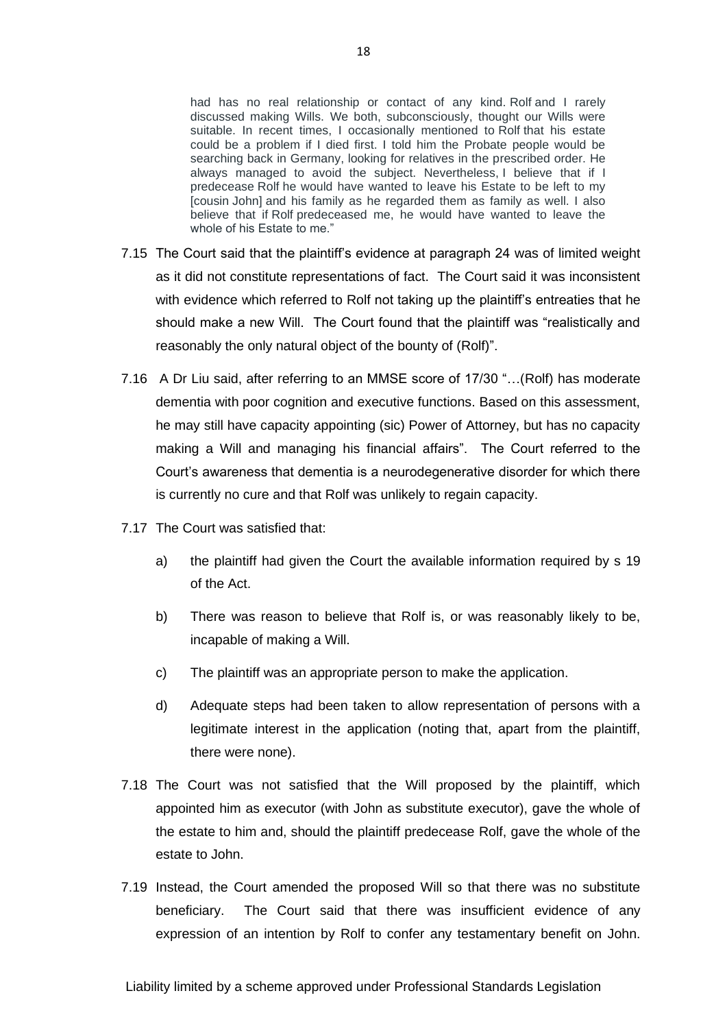> had has no real relationship or contact of any kind. Rolf and I rarely discussed making Wills. We both, subconsciously, thought our Wills were suitable. In recent times, I occasionally mentioned to Rolf that his estate could be a problem if I died first. I told him the Probate people would be searching back in Germany, looking for relatives in the prescribed order. He always managed to avoid the subject. Nevertheless, I believe that if I predecease Rolf he would have wanted to leave his Estate to be left to my [cousin John] and his family as he regarded them as family as well. I also believe that if Rolf predeceased me, he would have wanted to leave the whole of his Estate to me."

7.15 The Court said that the plaintiff's evidence at paragraph 24 was of limited weight as it did not constitute representations of fact. The Court said it was inconsistent with evidence which referred to Rolf not taking up the plaintiff's entreaties that he should make a new Will. The Court found that the plaintiff was "realistically and reasonably the only natural object of the bounty of (Rolf)".

7.16 A Dr Liu said, after referring to an MMSE score of 17/30 "…(Rolf) has moderate dementia with poor cognition and executive functions. Based on this assessment, he may still have capacity appointing (sic) Power of Attorney, but has no capacity making a Will and managing his financial affairs". The Court referred to the Court's awareness that dementia is a neurodegenerative disorder for which there is currently no cure and that Rolf was unlikely to regain capacity.

7.17 The Court was satisfied that:

a) the plaintiff had given the Court the available information required by s 19 of the Act.

b) There was reason to believe that Rolf is, or was reasonably likely to be, incapable of making a Will.

c) The plaintiff was an appropriate person to make the application.

d) Adequate steps had been taken to allow representation of persons with a legitimate interest in the application (noting that, apart from the plaintiff, there were none).

7.18 The Court was not satisfied that the Will proposed by the plaintiff, which appointed him as executor (with John as substitute executor), gave the whole of the estate to him and, should the plaintiff predecease Rolf, gave the whole of the estate to John.

7.19 Instead, the Court amended the proposed Will so that there was no substitute beneficiary. The Court said that there was insufficient evidence of any expression of an intention by Rolf to confer any testamentary benefit on John.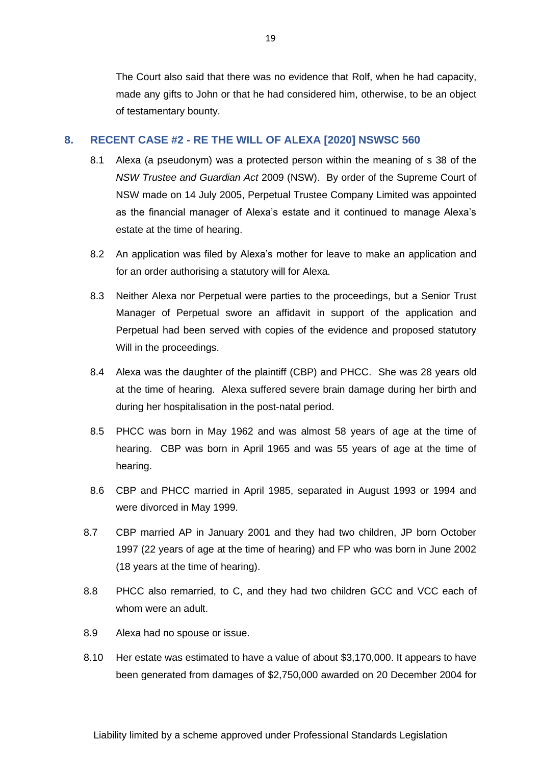The Court also said that there was no evidence that Rolf, when he had capacity, made any gifts to John or that he had considered him, otherwise, to be an object of testamentary bounty.

## 8. RECENT CASE #2 - RE THE WILL OF ALEXA [2020] NSWSC 560

8.1 Alexa (a pseudonym) was a protected person within the meaning of s 38 of the *NSW Trustee and Guardian Act* 2009 (NSW). By order of the Supreme Court of NSW made on 14 July 2005, Perpetual Trustee Company Limited was appointed as the financial manager of Alexa's estate and it continued to manage Alexa's estate at the time of hearing.

8.2 An application was filed by Alexa's mother for leave to make an application and for an order authorising a statutory will for Alexa.

8.3 Neither Alexa nor Perpetual were parties to the proceedings, but a Senior Trust Manager of Perpetual swore an affidavit in support of the application and Perpetual had been served with copies of the evidence and proposed statutory Will in the proceedings.

8.4 Alexa was the daughter of the plaintiff (CBP) and PHCC. She was 28 years old at the time of hearing. Alexa suffered severe brain damage during her birth and during her hospitalisation in the post-natal period.

8.5 PHCC was born in May 1962 and was almost 58 years of age at the time of hearing. CBP was born in April 1965 and was 55 years of age at the time of hearing.

8.6 CBP and PHCC married in April 1985, separated in August 1993 or 1994 and were divorced in May 1999.

8.7 CBP married AP in January 2001 and they had two children, JP born October 1997 (22 years of age at the time of hearing) and FP who was born in June 2002 (18 years at the time of hearing).

8.8 PHCC also remarried, to C, and they had two children GCC and VCC each of whom were an adult.

8.9 Alexa had no spouse or issue.

8.10 Her estate was estimated to have a value of about $3,170,000. It appears to have been generated from damages of $2,750,000 awarded on 20 December 2004 for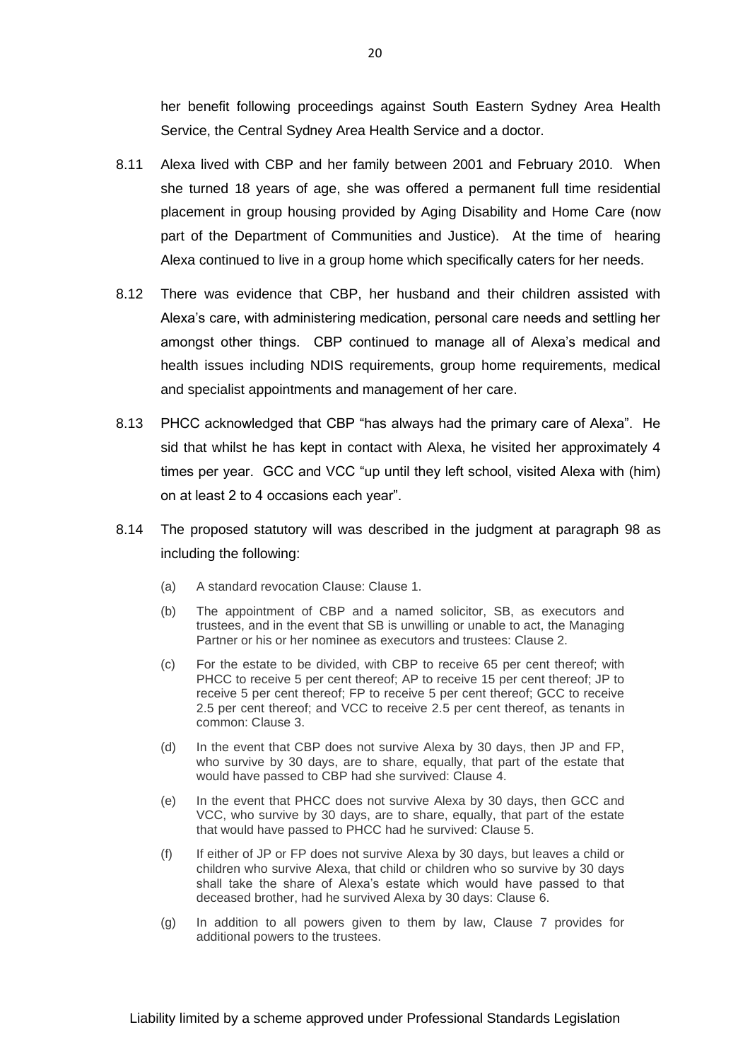her benefit following proceedings against South Eastern Sydney Area Health Service, the Central Sydney Area Health Service and a doctor.

8.11 Alexa lived with CBP and her family between 2001 and February 2010. When she turned 18 years of age, she was offered a permanent full time residential placement in group housing provided by Aging Disability and Home Care (now part of the Department of Communities and Justice). At the time of hearing Alexa continued to live in a group home which specifically caters for her needs.

8.12 There was evidence that CBP, her husband and their children assisted with Alexa's care, with administering medication, personal care needs and settling her amongst other things. CBP continued to manage all of Alexa's medical and health issues including NDIS requirements, group home requirements, medical and specialist appointments and management of her care.

8.13 PHCC acknowledged that CBP "has always had the primary care of Alexa". He sid that whilst he has kept in contact with Alexa, he visited her approximately 4 times per year. GCC and VCC "up until they left school, visited Alexa with (him) on at least 2 to 4 occasions each year".

8.14 The proposed statutory will was described in the judgment at paragraph 98 as including the following:

(a) A standard revocation Clause: Clause 1.

(b) The appointment of CBP and a named solicitor, SB, as executors and trustees, and in the event that SB is unwilling or unable to act, the Managing Partner or his or her nominee as executors and trustees: Clause 2.

(c) For the estate to be divided, with CBP to receive 65 per cent thereof; with PHCC to receive 5 per cent thereof; AP to receive 15 per cent thereof; JP to receive 5 per cent thereof; FP to receive 5 per cent thereof; GCC to receive 2.5 per cent thereof; and VCC to receive 2.5 per cent thereof, as tenants in common: Clause 3.

(d) In the event that CBP does not survive Alexa by 30 days, then JP and FP, who survive by 30 days, are to share, equally, that part of the estate that would have passed to CBP had she survived: Clause 4.

(e) In the event that PHCC does not survive Alexa by 30 days, then GCC and VCC, who survive by 30 days, are to share, equally, that part of the estate that would have passed to PHCC had he survived: Clause 5.

(f) If either of JP or FP does not survive Alexa by 30 days, but leaves a child or children who survive Alexa, that child or children who so survive by 30 days shall take the share of Alexa's estate which would have passed to that deceased brother, had he survived Alexa by 30 days: Clause 6.

(g) In addition to all powers given to them by law, Clause 7 provides for additional powers to the trustees.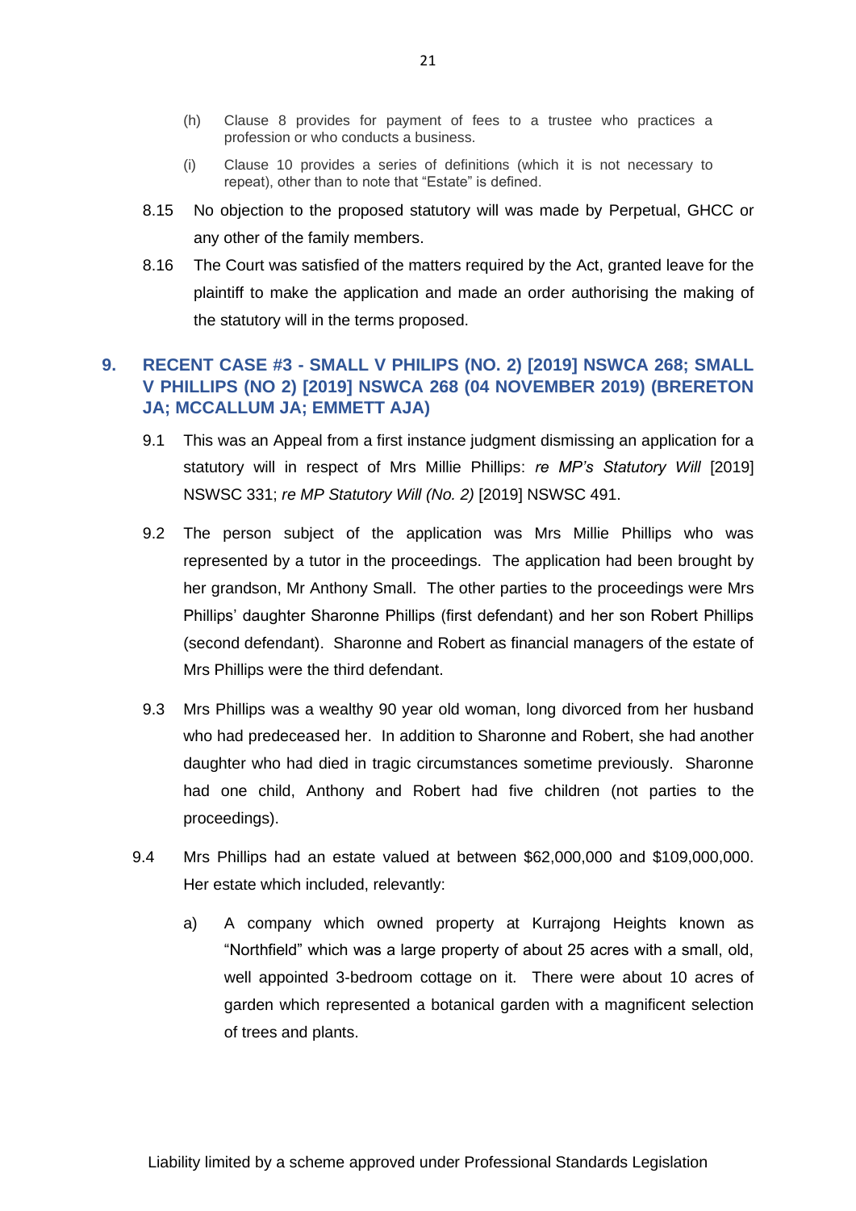(h) Clause 8 provides for payment of fees to a trustee who practices a profession or who conducts a business.

(i) Clause 10 provides a series of definitions (which it is not necessary to repeat), other than to note that "Estate" is defined.

8.15 No objection to the proposed statutory will was made by Perpetual, GHCC or any other of the family members.

8.16 The Court was satisfied of the matters required by the Act, granted leave for the plaintiff to make the application and made an order authorising the making of the statutory will in the terms proposed.

## 9. RECENT CASE #3 - SMALL V PHILIPS (NO. 2) [2019] NSWCA 268; SMALL V PHILLIPS (NO 2) [2019] NSWCA 268 (04 NOVEMBER 2019) (BRERETON JA; MCCALLUM JA; EMMETT AJA)

9.1 This was an Appeal from a first instance judgment dismissing an application for a statutory will in respect of Mrs Millie Phillips: *re MP's Statutory Will* [2019] NSWSC 331; *re MP Statutory Will (No. 2)* [2019] NSWSC 491.

9.2 The person subject of the application was Mrs Millie Phillips who was represented by a tutor in the proceedings. The application had been brought by her grandson, Mr Anthony Small. The other parties to the proceedings were Mrs Phillips' daughter Sharonne Phillips (first defendant) and her son Robert Phillips (second defendant). Sharonne and Robert as financial managers of the estate of Mrs Phillips were the third defendant.

9.3 Mrs Phillips was a wealthy 90 year old woman, long divorced from her husband who had predeceased her. In addition to Sharonne and Robert, she had another daughter who had died in tragic circumstances sometime previously. Sharonne had one child, Anthony and Robert had five children (not parties to the proceedings).

9.4 Mrs Phillips had an estate valued at between $62,000,000 and $109,000,000. Her estate which included, relevantly:

a) A company which owned property at Kurrajong Heights known as "Northfield" which was a large property of about 25 acres with a small, old, well appointed 3-bedroom cottage on it. There were about 10 acres of garden which represented a botanical garden with a magnificent selection of trees and plants.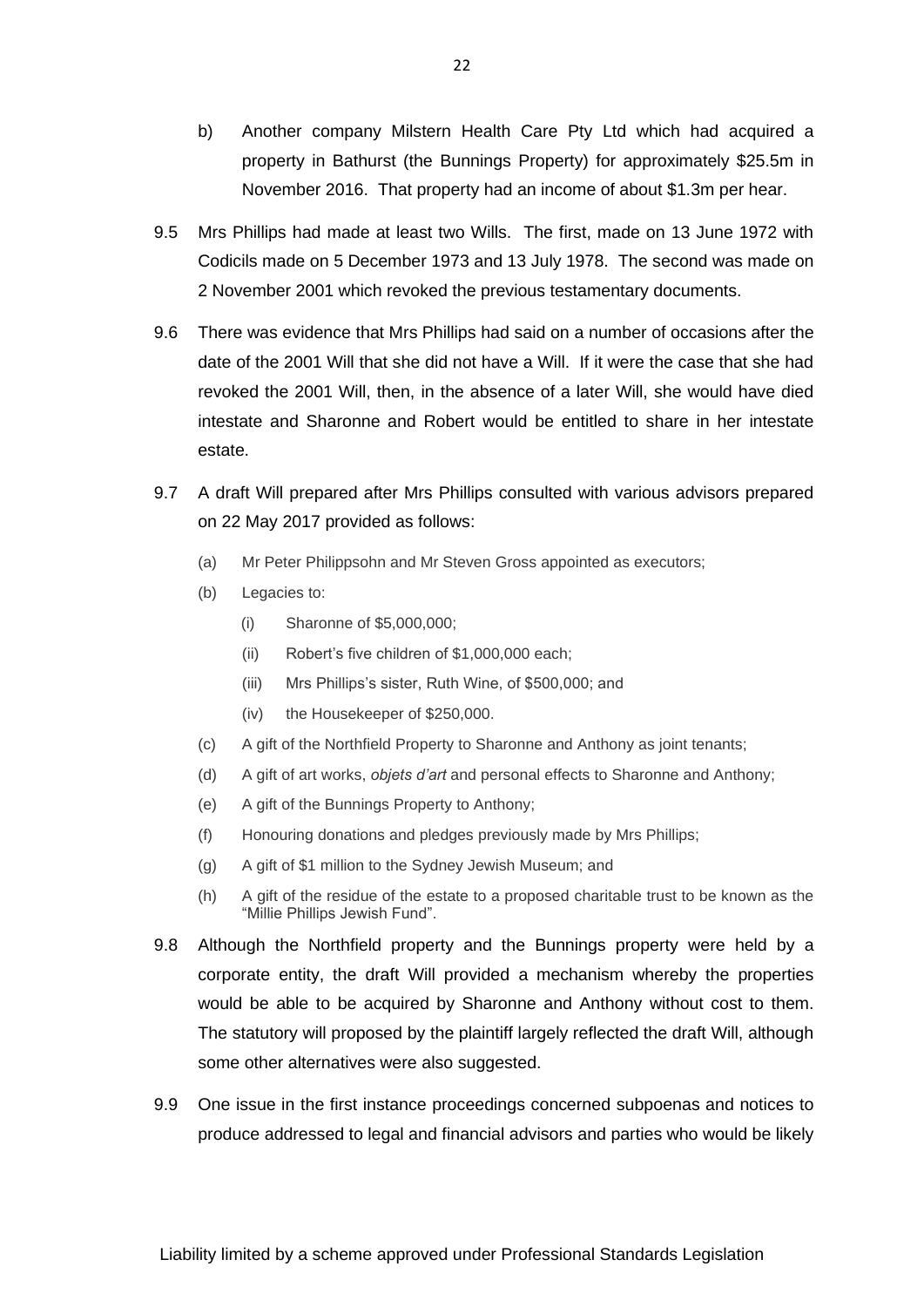b) Another company Milstern Health Care Pty Ltd which had acquired a property in Bathurst (the Bunnings Property) for approximately $25.5m in November 2016. That property had an income of about $1.3m per hear.

9.5 Mrs Phillips had made at least two Wills. The first, made on 13 June 1972 with Codicils made on 5 December 1973 and 13 July 1978. The second was made on 2 November 2001 which revoked the previous testamentary documents.

9.6 There was evidence that Mrs Phillips had said on a number of occasions after the date of the 2001 Will that she did not have a Will. If it were the case that she had revoked the 2001 Will, then, in the absence of a later Will, she would have died intestate and Sharonne and Robert would be entitled to share in her intestate estate.

9.7 A draft Will prepared after Mrs Phillips consulted with various advisors prepared on 22 May 2017 provided as follows:

- (a) Mr Peter Philippsohn and Mr Steven Gross appointed as executors;
- (b) Legacies to:
  - (i) Sharonne of $5,000,000;
  - (ii) Robert's five children of $1,000,000 each;
  - (iii) Mrs Phillips's sister, Ruth Wine, of $500,000; and
  - (iv) the Housekeeper of $250,000.
- (c) A gift of the Northfield Property to Sharonne and Anthony as joint tenants;
- (d) A gift of art works, *objets d'art* and personal effects to Sharonne and Anthony;
- (e) A gift of the Bunnings Property to Anthony;
- (f) Honouring donations and pledges previously made by Mrs Phillips;
- (g) A gift of $1 million to the Sydney Jewish Museum; and
- (h) A gift of the residue of the estate to a proposed charitable trust to be known as the "Millie Phillips Jewish Fund".

9.8 Although the Northfield property and the Bunnings property were held by a corporate entity, the draft Will provided a mechanism whereby the properties would be able to be acquired by Sharonne and Anthony without cost to them. The statutory will proposed by the plaintiff largely reflected the draft Will, although some other alternatives were also suggested.

9.9 One issue in the first instance proceedings concerned subpoenas and notices to produce addressed to legal and financial advisors and parties who would be likely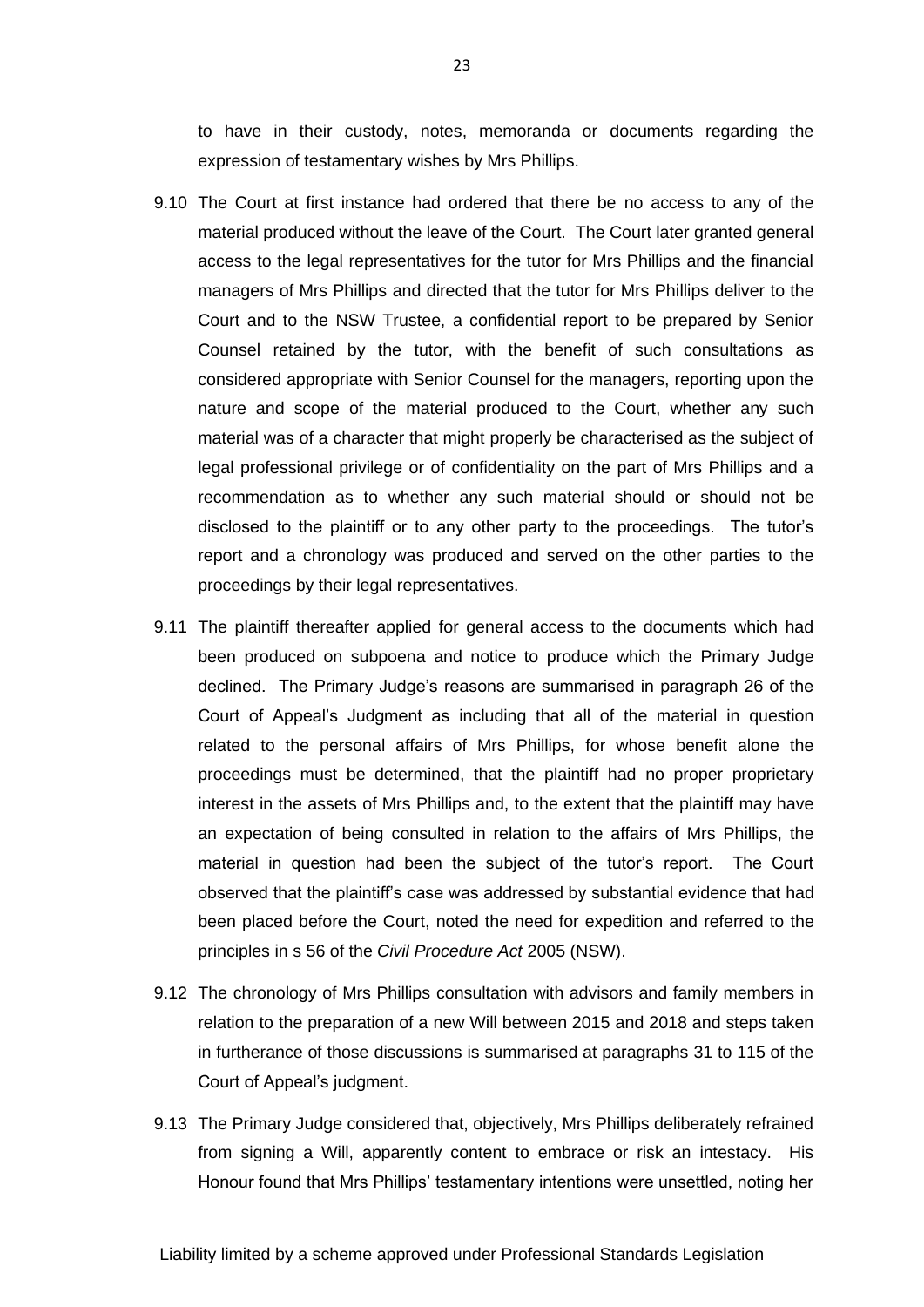to have in their custody, notes, memoranda or documents regarding the expression of testamentary wishes by Mrs Phillips.

9.10 The Court at first instance had ordered that there be no access to any of the material produced without the leave of the Court. The Court later granted general access to the legal representatives for the tutor for Mrs Phillips and the financial managers of Mrs Phillips and directed that the tutor for Mrs Phillips deliver to the Court and to the NSW Trustee, a confidential report to be prepared by Senior Counsel retained by the tutor, with the benefit of such consultations as considered appropriate with Senior Counsel for the managers, reporting upon the nature and scope of the material produced to the Court, whether any such material was of a character that might properly be characterised as the subject of legal professional privilege or of confidentiality on the part of Mrs Phillips and a recommendation as to whether any such material should or should not be disclosed to the plaintiff or to any other party to the proceedings. The tutor's report and a chronology was produced and served on the other parties to the proceedings by their legal representatives.

9.11 The plaintiff thereafter applied for general access to the documents which had been produced on subpoena and notice to produce which the Primary Judge declined. The Primary Judge's reasons are summarised in paragraph 26 of the Court of Appeal's Judgment as including that all of the material in question related to the personal affairs of Mrs Phillips, for whose benefit alone the proceedings must be determined, that the plaintiff had no proper proprietary interest in the assets of Mrs Phillips and, to the extent that the plaintiff may have an expectation of being consulted in relation to the affairs of Mrs Phillips, the material in question had been the subject of the tutor's report. The Court observed that the plaintiff's case was addressed by substantial evidence that had been placed before the Court, noted the need for expedition and referred to the principles in s 56 of the *Civil Procedure Act* 2005 (NSW).

9.12 The chronology of Mrs Phillips consultation with advisors and family members in relation to the preparation of a new Will between 2015 and 2018 and steps taken in furtherance of those discussions is summarised at paragraphs 31 to 115 of the Court of Appeal's judgment.

9.13 The Primary Judge considered that, objectively, Mrs Phillips deliberately refrained from signing a Will, apparently content to embrace or risk an intestacy. His Honour found that Mrs Phillips' testamentary intentions were unsettled, noting her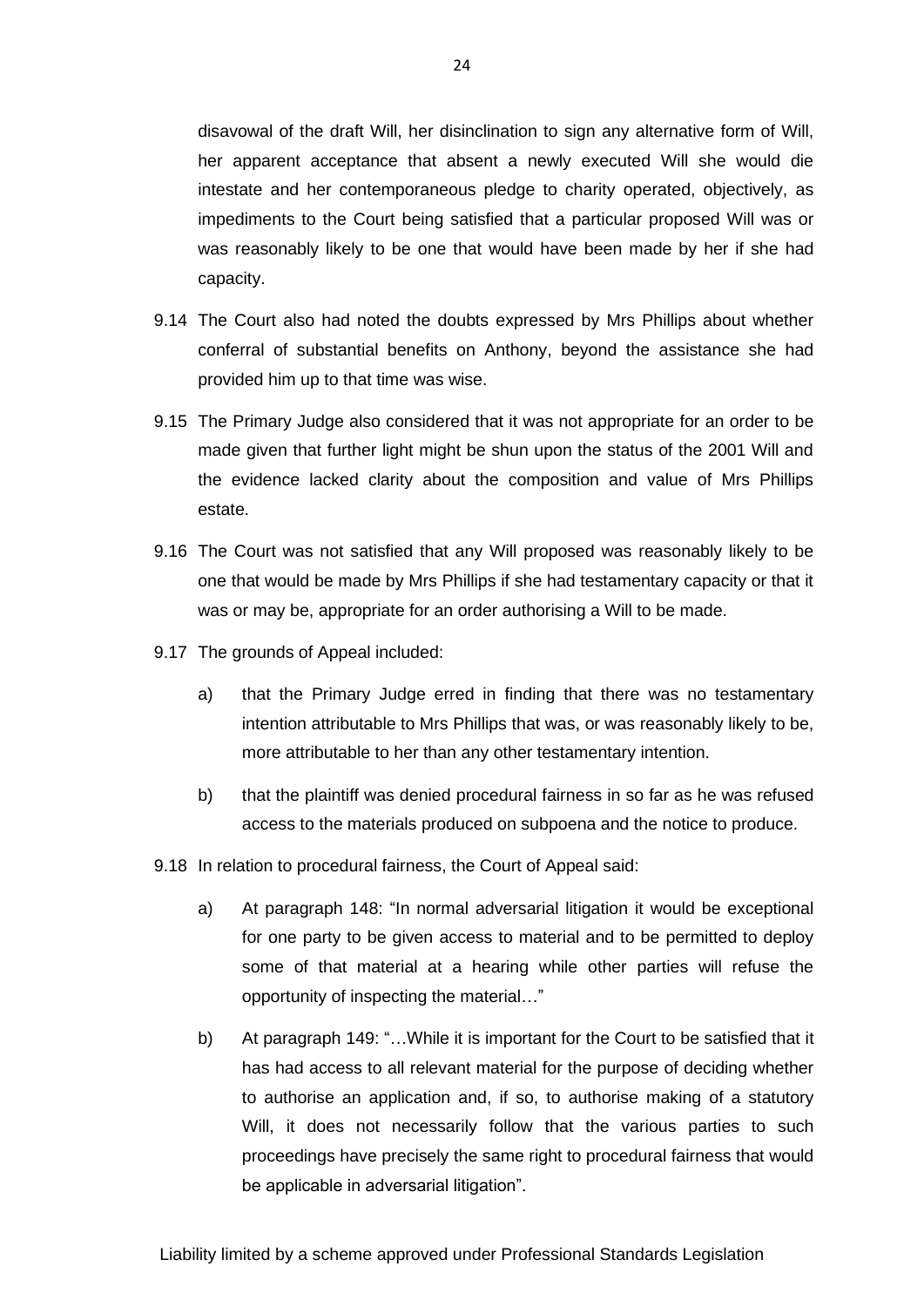disavowal of the draft Will, her disinclination to sign any alternative form of Will, her apparent acceptance that absent a newly executed Will she would die intestate and her contemporaneous pledge to charity operated, objectively, as impediments to the Court being satisfied that a particular proposed Will was or was reasonably likely to be one that would have been made by her if she had capacity.

9.14 The Court also had noted the doubts expressed by Mrs Phillips about whether conferral of substantial benefits on Anthony, beyond the assistance she had provided him up to that time was wise.

9.15 The Primary Judge also considered that it was not appropriate for an order to be made given that further light might be shun upon the status of the 2001 Will and the evidence lacked clarity about the composition and value of Mrs Phillips estate.

9.16 The Court was not satisfied that any Will proposed was reasonably likely to be one that would be made by Mrs Phillips if she had testamentary capacity or that it was or may be, appropriate for an order authorising a Will to be made.

9.17 The grounds of Appeal included:

a) that the Primary Judge erred in finding that there was no testamentary intention attributable to Mrs Phillips that was, or was reasonably likely to be, more attributable to her than any other testamentary intention.

b) that the plaintiff was denied procedural fairness in so far as he was refused access to the materials produced on subpoena and the notice to produce.

9.18 In relation to procedural fairness, the Court of Appeal said:

a) At paragraph 148: "In normal adversarial litigation it would be exceptional for one party to be given access to material and to be permitted to deploy some of that material at a hearing while other parties will refuse the opportunity of inspecting the material…"

b) At paragraph 149: "…While it is important for the Court to be satisfied that it has had access to all relevant material for the purpose of deciding whether to authorise an application and, if so, to authorise making of a statutory Will, it does not necessarily follow that the various parties to such proceedings have precisely the same right to procedural fairness that would be applicable in adversarial litigation".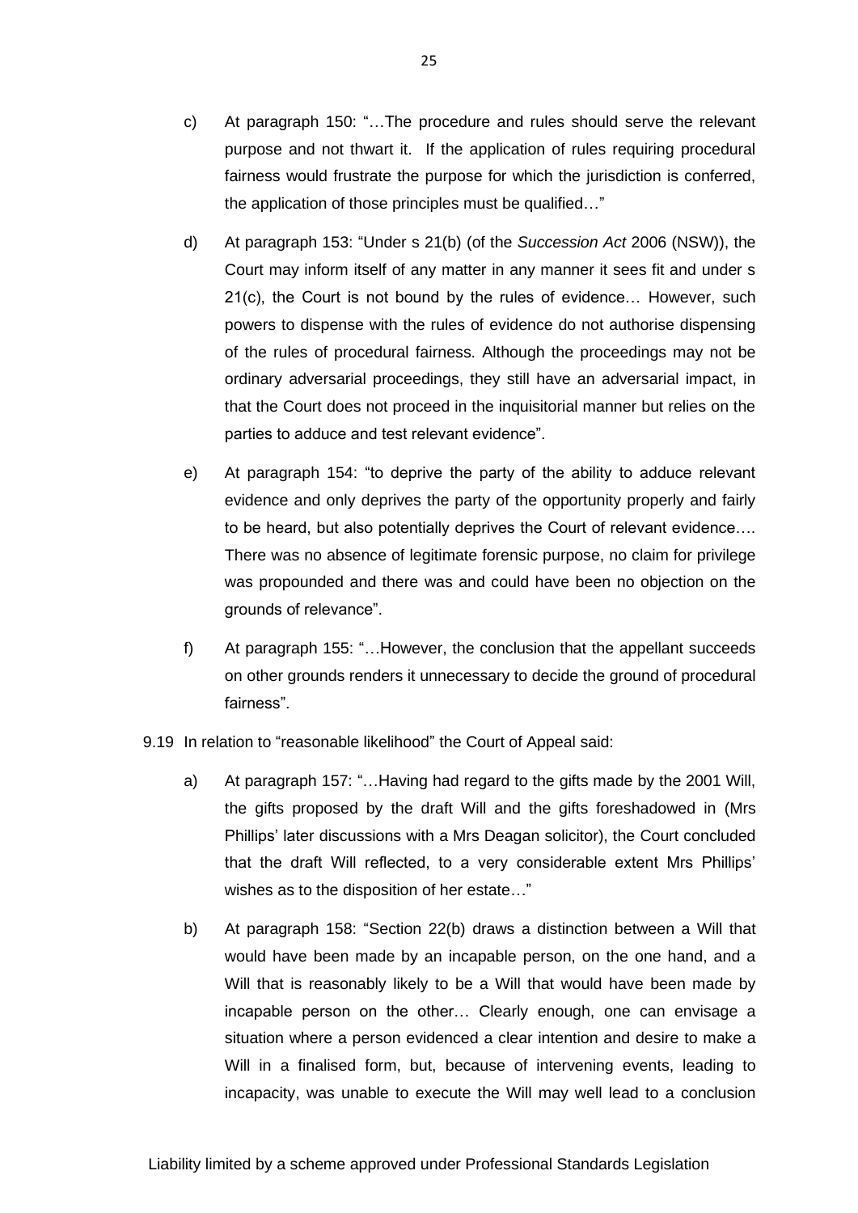c) At paragraph 150: "…The procedure and rules should serve the relevant purpose and not thwart it. If the application of rules requiring procedural fairness would frustrate the purpose for which the jurisdiction is conferred, the application of those principles must be qualified…"

d) At paragraph 153: "Under s 21(b) (of the *Succession Act* 2006 (NSW)), the Court may inform itself of any matter in any manner it sees fit and under s 21(c), the Court is not bound by the rules of evidence… However, such powers to dispense with the rules of evidence do not authorise dispensing of the rules of procedural fairness. Although the proceedings may not be ordinary adversarial proceedings, they still have an adversarial impact, in that the Court does not proceed in the inquisitorial manner but relies on the parties to adduce and test relevant evidence".

e) At paragraph 154: "to deprive the party of the ability to adduce relevant evidence and only deprives the party of the opportunity properly and fairly to be heard, but also potentially deprives the Court of relevant evidence…. There was no absence of legitimate forensic purpose, no claim for privilege was propounded and there was and could have been no objection on the grounds of relevance".

f) At paragraph 155: "…However, the conclusion that the appellant succeeds on other grounds renders it unnecessary to decide the ground of procedural fairness".

9.19 In relation to "reasonable likelihood" the Court of Appeal said:

a) At paragraph 157: "…Having had regard to the gifts made by the 2001 Will, the gifts proposed by the draft Will and the gifts foreshadowed in (Mrs Phillips' later discussions with a Mrs Deagan solicitor), the Court concluded that the draft Will reflected, to a very considerable extent Mrs Phillips' wishes as to the disposition of her estate…"

b) At paragraph 158: "Section 22(b) draws a distinction between a Will that would have been made by an incapable person, on the one hand, and a Will that is reasonably likely to be a Will that would have been made by incapable person on the other… Clearly enough, one can envisage a situation where a person evidenced a clear intention and desire to make a Will in a finalised form, but, because of intervening events, leading to incapacity, was unable to execute the Will may well lead to a conclusion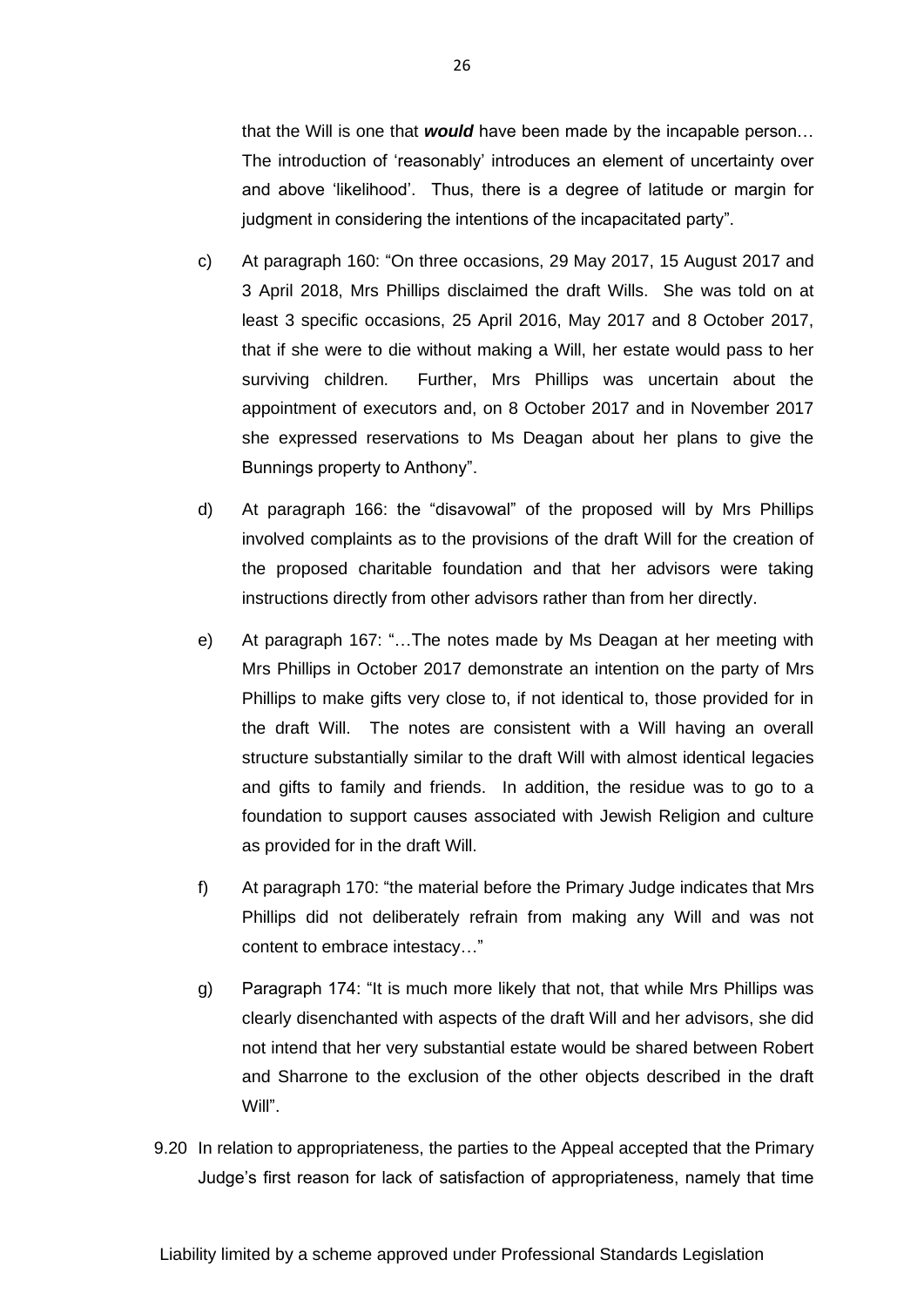that the Will is one that ***would*** have been made by the incapable person… The introduction of 'reasonably' introduces an element of uncertainty over and above 'likelihood'. Thus, there is a degree of latitude or margin for judgment in considering the intentions of the incapacitated party".

c) At paragraph 160: "On three occasions, 29 May 2017, 15 August 2017 and 3 April 2018, Mrs Phillips disclaimed the draft Wills. She was told on at least 3 specific occasions, 25 April 2016, May 2017 and 8 October 2017, that if she were to die without making a Will, her estate would pass to her surviving children. Further, Mrs Phillips was uncertain about the appointment of executors and, on 8 October 2017 and in November 2017 she expressed reservations to Ms Deagan about her plans to give the Bunnings property to Anthony".

d) At paragraph 166: the "disavowal" of the proposed will by Mrs Phillips involved complaints as to the provisions of the draft Will for the creation of the proposed charitable foundation and that her advisors were taking instructions directly from other advisors rather than from her directly.

e) At paragraph 167: "…The notes made by Ms Deagan at her meeting with Mrs Phillips in October 2017 demonstrate an intention on the party of Mrs Phillips to make gifts very close to, if not identical to, those provided for in the draft Will. The notes are consistent with a Will having an overall structure substantially similar to the draft Will with almost identical legacies and gifts to family and friends. In addition, the residue was to go to a foundation to support causes associated with Jewish Religion and culture as provided for in the draft Will.

f) At paragraph 170: "the material before the Primary Judge indicates that Mrs Phillips did not deliberately refrain from making any Will and was not content to embrace intestacy…"

g) Paragraph 174: "It is much more likely that not, that while Mrs Phillips was clearly disenchanted with aspects of the draft Will and her advisors, she did not intend that her very substantial estate would be shared between Robert and Sharrone to the exclusion of the other objects described in the draft Will".

9.20 In relation to appropriateness, the parties to the Appeal accepted that the Primary Judge's first reason for lack of satisfaction of appropriateness, namely that time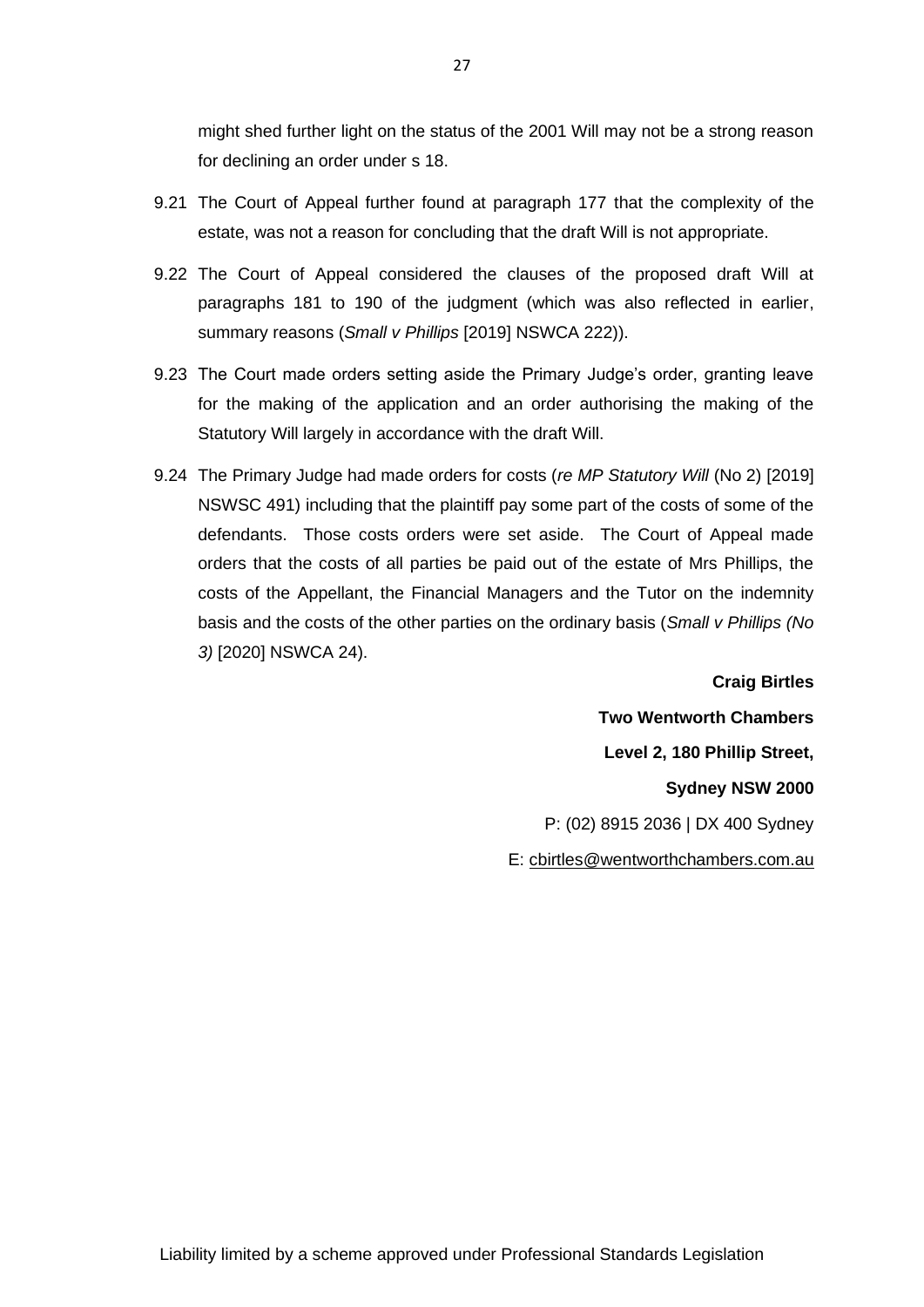might shed further light on the status of the 2001 Will may not be a strong reason for declining an order under s 18.

9.21 The Court of Appeal further found at paragraph 177 that the complexity of the estate, was not a reason for concluding that the draft Will is not appropriate.

9.22 The Court of Appeal considered the clauses of the proposed draft Will at paragraphs 181 to 190 of the judgment (which was also reflected in earlier, summary reasons (*Small v Phillips* [2019] NSWCA 222)).

9.23 The Court made orders setting aside the Primary Judge's order, granting leave for the making of the application and an order authorising the making of the Statutory Will largely in accordance with the draft Will.

9.24 The Primary Judge had made orders for costs (*re MP Statutory Will* (No 2) [2019] NSWSC 491) including that the plaintiff pay some part of the costs of some of the defendants. Those costs orders were set aside. The Court of Appeal made orders that the costs of all parties be paid out of the estate of Mrs Phillips, the costs of the Appellant, the Financial Managers and the Tutor on the indemnity basis and the costs of the other parties on the ordinary basis (*Small v Phillips (No 3)* [2020] NSWCA 24).

**Craig Birtles**

**Two Wentworth Chambers**

**Level 2, 180 Phillip Street,**

**Sydney NSW 2000**

P: (02) 8915 2036 | DX 400 Sydney

E: cbirtles@wentworthchambers.com.au

Liability limited by a scheme approved under Professional Standards Legislation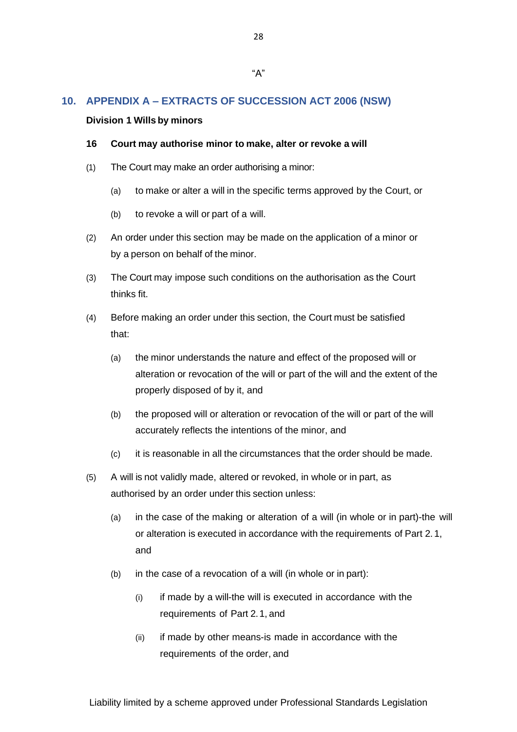"A"

## 10. APPENDIX A – EXTRACTS OF SUCCESSION ACT 2006 (NSW)

**Division 1 Wills by minors**

**16 Court may authorise minor to make, alter or revoke a will**

(1) The Court may make an order authorising a minor:

  (a) to make or alter a will in the specific terms approved by the Court, or

  (b) to revoke a will or part of a will.

(2) An order under this section may be made on the application of a minor or by a person on behalf of the minor.

(3) The Court may impose such conditions on the authorisation as the Court thinks fit.

(4) Before making an order under this section, the Court must be satisfied that:

  (a) the minor understands the nature and effect of the proposed will or alteration or revocation of the will or part of the will and the extent of the properly disposed of by it, and

  (b) the proposed will or alteration or revocation of the will or part of the will accurately reflects the intentions of the minor, and

  (c) it is reasonable in all the circumstances that the order should be made.

(5) A will is not validly made, altered or revoked, in whole or in part, as authorised by an order under this section unless:

  (a) in the case of the making or alteration of a will (in whole or in part)-the will or alteration is executed in accordance with the requirements of Part 2. 1, and

  (b) in the case of a revocation of a will (in whole or in part):

    (i) if made by a will-the will is executed in accordance with the requirements of Part 2. 1, and

    (ii) if made by other means-is made in accordance with the requirements of the order, and

Liability limited by a scheme approved under Professional Standards Legislation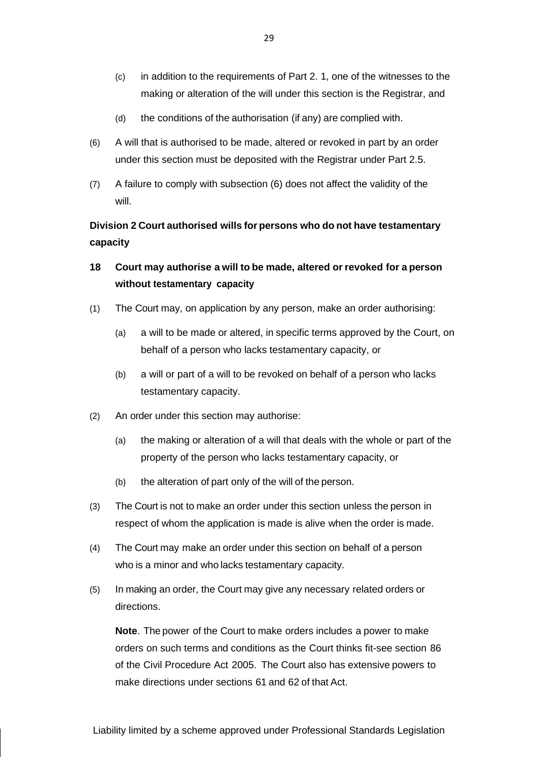(c) in addition to the requirements of Part 2. 1, one of the witnesses to the making or alteration of the will under this section is the Registrar, and

(d) the conditions of the authorisation (if any) are complied with.

(6) A will that is authorised to be made, altered or revoked in part by an order under this section must be deposited with the Registrar under Part 2.5.

(7) A failure to comply with subsection (6) does not affect the validity of the will.

**Division 2 Court authorised wills for persons who do not have testamentary capacity**

**18 Court may authorise a will to be made, altered or revoked for a person without testamentary capacity**

(1) The Court may, on application by any person, make an order authorising:

(a) a will to be made or altered, in specific terms approved by the Court, on behalf of a person who lacks testamentary capacity, or

(b) a will or part of a will to be revoked on behalf of a person who lacks testamentary capacity.

(2) An order under this section may authorise:

(a) the making or alteration of a will that deals with the whole or part of the property of the person who lacks testamentary capacity, or

(b) the alteration of part only of the will of the person.

(3) The Court is not to make an order under this section unless the person in respect of whom the application is made is alive when the order is made.

(4) The Court may make an order under this section on behalf of a person who is a minor and who lacks testamentary capacity.

(5) In making an order, the Court may give any necessary related orders or directions.

**Note**. The power of the Court to make orders includes a power to make orders on such terms and conditions as the Court thinks fit-see section 86 of the Civil Procedure Act 2005. The Court also has extensive powers to make directions under sections 61 and 62 of that Act.

Liability limited by a scheme approved under Professional Standards Legislation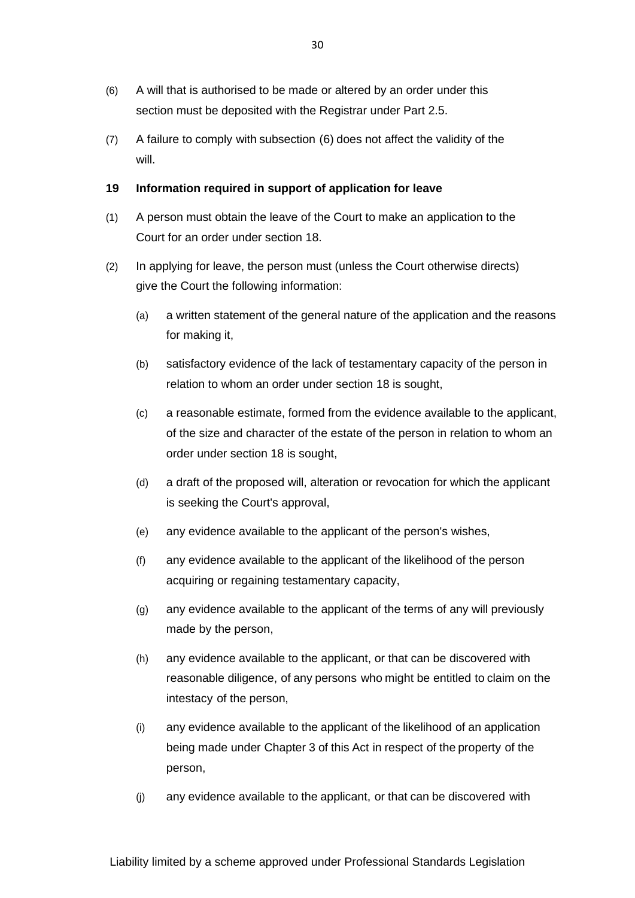(6) A will that is authorised to be made or altered by an order under this section must be deposited with the Registrar under Part 2.5.

(7) A failure to comply with subsection (6) does not affect the validity of the will.

**19 Information required in support of application for leave**

(1) A person must obtain the leave of the Court to make an application to the Court for an order under section 18.

(2) In applying for leave, the person must (unless the Court otherwise directs) give the Court the following information:

(a) a written statement of the general nature of the application and the reasons for making it,

(b) satisfactory evidence of the lack of testamentary capacity of the person in relation to whom an order under section 18 is sought,

(c) a reasonable estimate, formed from the evidence available to the applicant, of the size and character of the estate of the person in relation to whom an order under section 18 is sought,

(d) a draft of the proposed will, alteration or revocation for which the applicant is seeking the Court's approval,

(e) any evidence available to the applicant of the person's wishes,

(f) any evidence available to the applicant of the likelihood of the person acquiring or regaining testamentary capacity,

(g) any evidence available to the applicant of the terms of any will previously made by the person,

(h) any evidence available to the applicant, or that can be discovered with reasonable diligence, of any persons who might be entitled to claim on the intestacy of the person,

(i) any evidence available to the applicant of the likelihood of an application being made under Chapter 3 of this Act in respect of the property of the person,

(j) any evidence available to the applicant, or that can be discovered with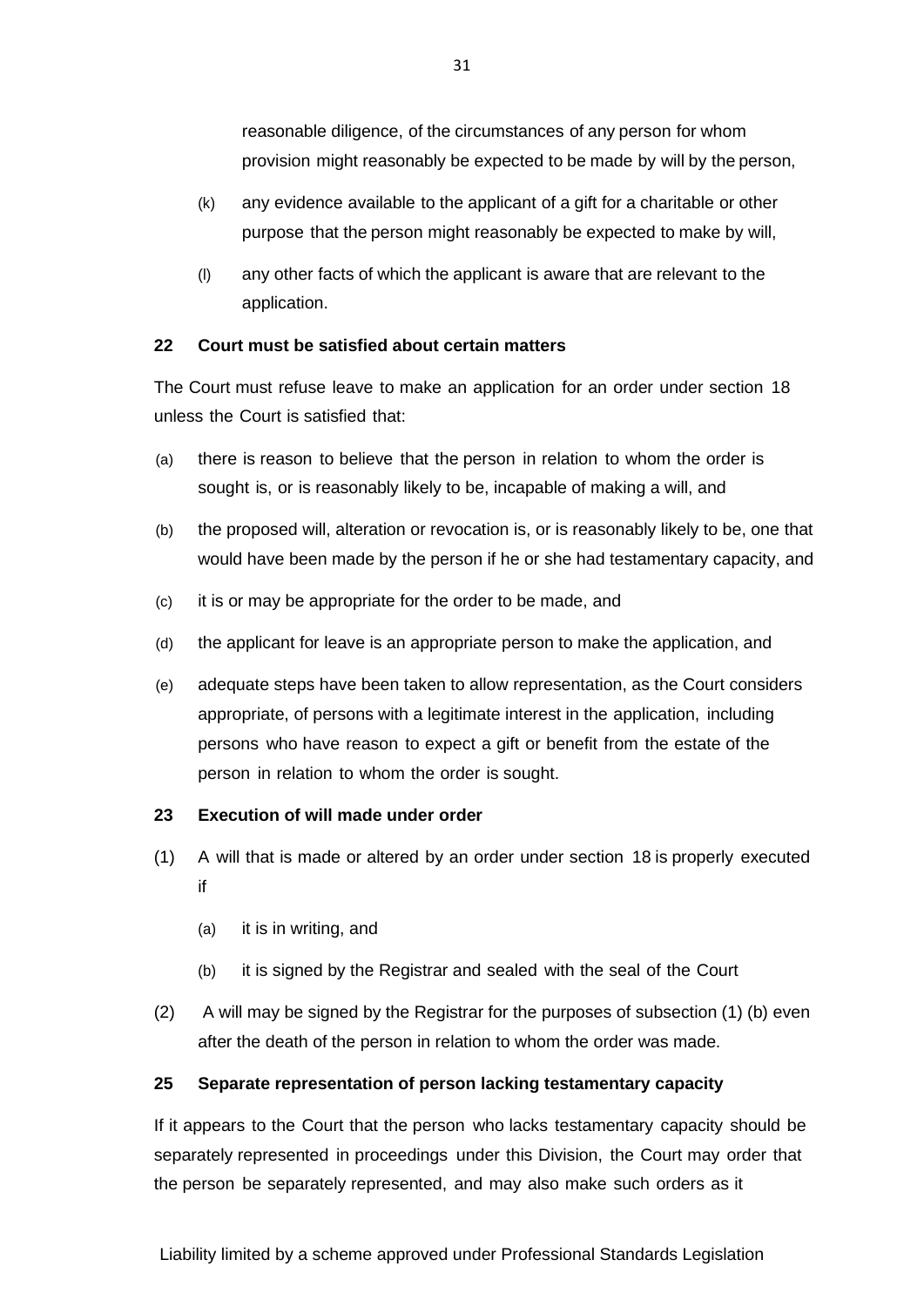reasonable diligence, of the circumstances of any person for whom provision might reasonably be expected to be made by will by the person,

(k) any evidence available to the applicant of a gift for a charitable or other purpose that the person might reasonably be expected to make by will,

(l) any other facts of which the applicant is aware that are relevant to the application.

**22 Court must be satisfied about certain matters**

The Court must refuse leave to make an application for an order under section 18 unless the Court is satisfied that:

(a) there is reason to believe that the person in relation to whom the order is sought is, or is reasonably likely to be, incapable of making a will, and

(b) the proposed will, alteration or revocation is, or is reasonably likely to be, one that would have been made by the person if he or she had testamentary capacity, and

(c) it is or may be appropriate for the order to be made, and

(d) the applicant for leave is an appropriate person to make the application, and

(e) adequate steps have been taken to allow representation, as the Court considers appropriate, of persons with a legitimate interest in the application, including persons who have reason to expect a gift or benefit from the estate of the person in relation to whom the order is sought.

**23 Execution of will made under order**

(1) A will that is made or altered by an order under section 18 is properly executed if

(a) it is in writing, and

(b) it is signed by the Registrar and sealed with the seal of the Court

(2) A will may be signed by the Registrar for the purposes of subsection (1) (b) even after the death of the person in relation to whom the order was made.

**25 Separate representation of person lacking testamentary capacity**

If it appears to the Court that the person who lacks testamentary capacity should be separately represented in proceedings under this Division, the Court may order that the person be separately represented, and may also make such orders as it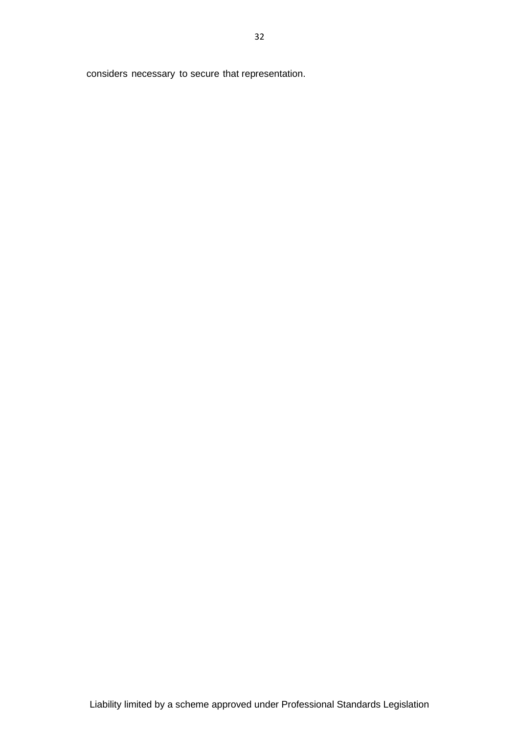considers necessary to secure that representation.